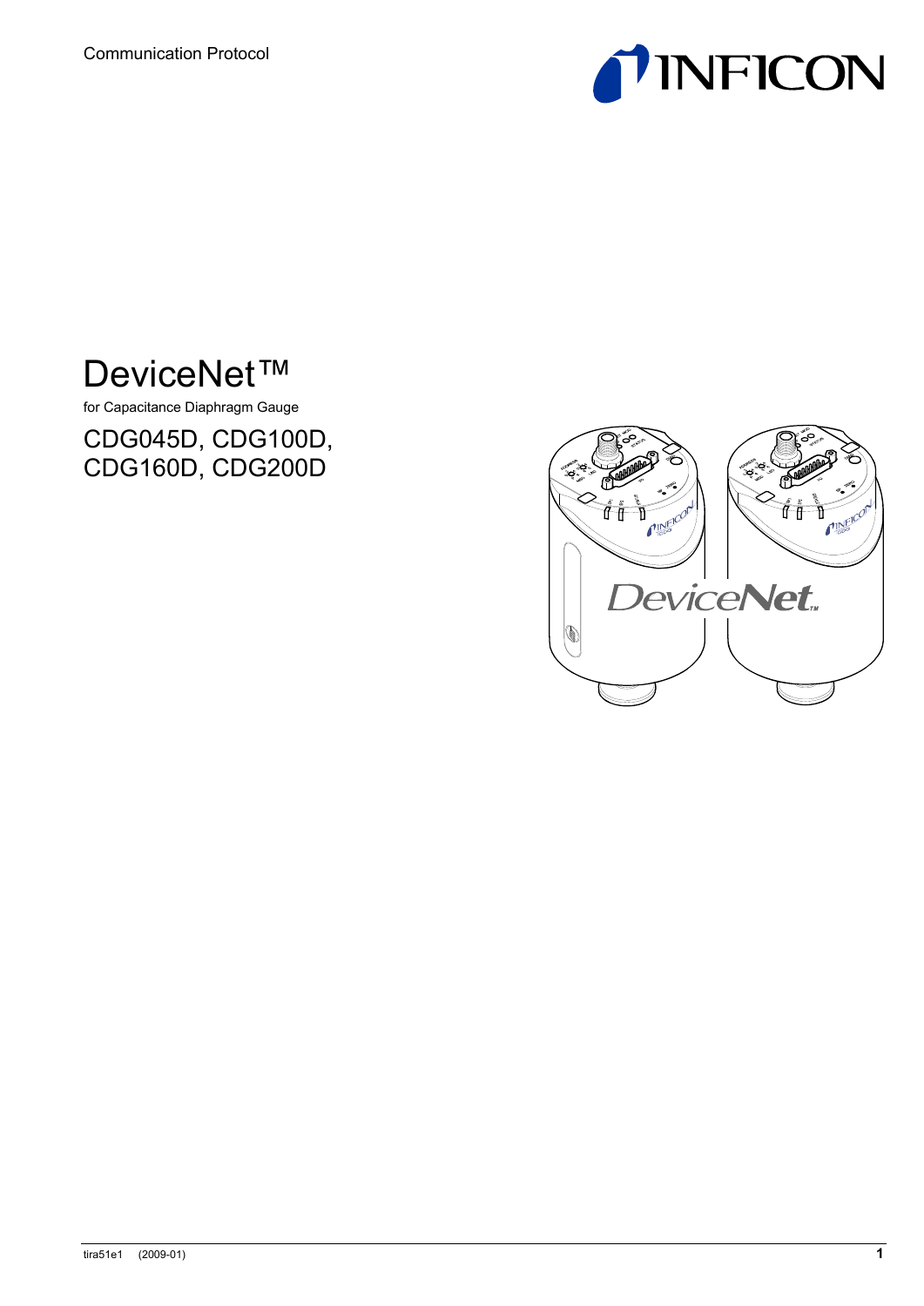Communication Protocol

# DeviceNet™

for Capacitance Diaphragm Gauge

## CDG045D, CDG100D, CDG160D, CDG200D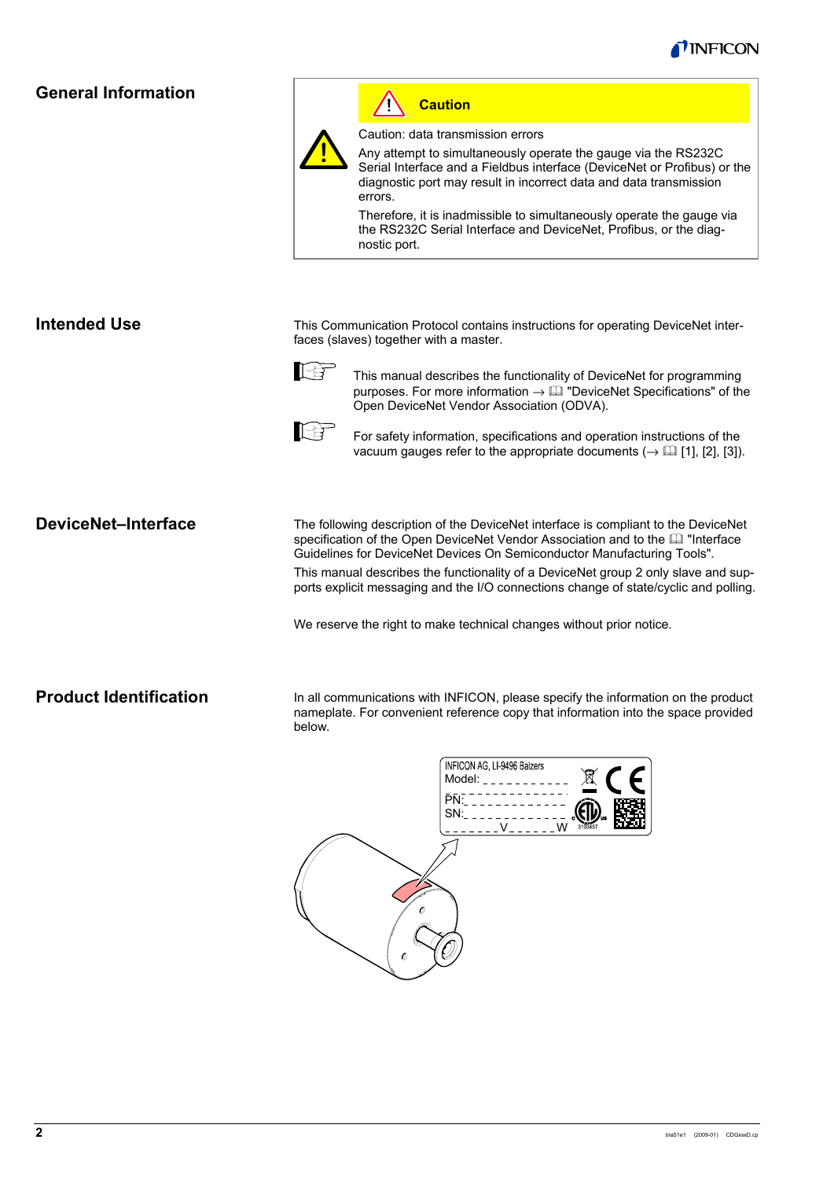## General Information

> **Caution**
>
> Caution: data transmission errors
>
> Any attempt to simultaneously operate the gauge via the RS232C Serial Interface and a Fieldbus interface (DeviceNet or Profibus) or the diagnostic port may result in incorrect data and data transmission errors.
>
> Therefore, it is inadmissible to simultaneously operate the gauge via the RS232C Serial Interface and DeviceNet, Profibus, or the diagnostic port.

## Intended Use

This Communication Protocol contains instructions for operating DeviceNet interfaces (slaves) together with a master.

This manual describes the functionality of DeviceNet for programming purposes. For more information → 🕮 "DeviceNet Specifications" of the Open DeviceNet Vendor Association (ODVA).

For safety information, specifications and operation instructions of the vacuum gauges refer to the appropriate documents (→ 🕮 [1], [2], [3]).

## DeviceNet–Interface

The following description of the DeviceNet interface is compliant to the DeviceNet specification of the Open DeviceNet Vendor Association and to the 🕮 "Interface Guidelines for DeviceNet Devices On Semiconductor Manufacturing Tools".

This manual describes the functionality of a DeviceNet group 2 only slave and supports explicit messaging and the I/O connections change of state/cyclic and polling.

We reserve the right to make technical changes without prior notice.

## Product Identification

In all communications with INFICON, please specify the information on the product nameplate. For convenient reference copy that information into the space provided below.

INFICON AG, LI-9496 Balzers
Model: _ _ _ _ _ _ _ _ _ _ _
PN: _ _ _ _ _ _ _ _ _ _ _ _
SN: _ _ _ _ _ _ _ _ _ _ _ _
_ _ _ _ _ _ _ V _ _ _ _ _ _ W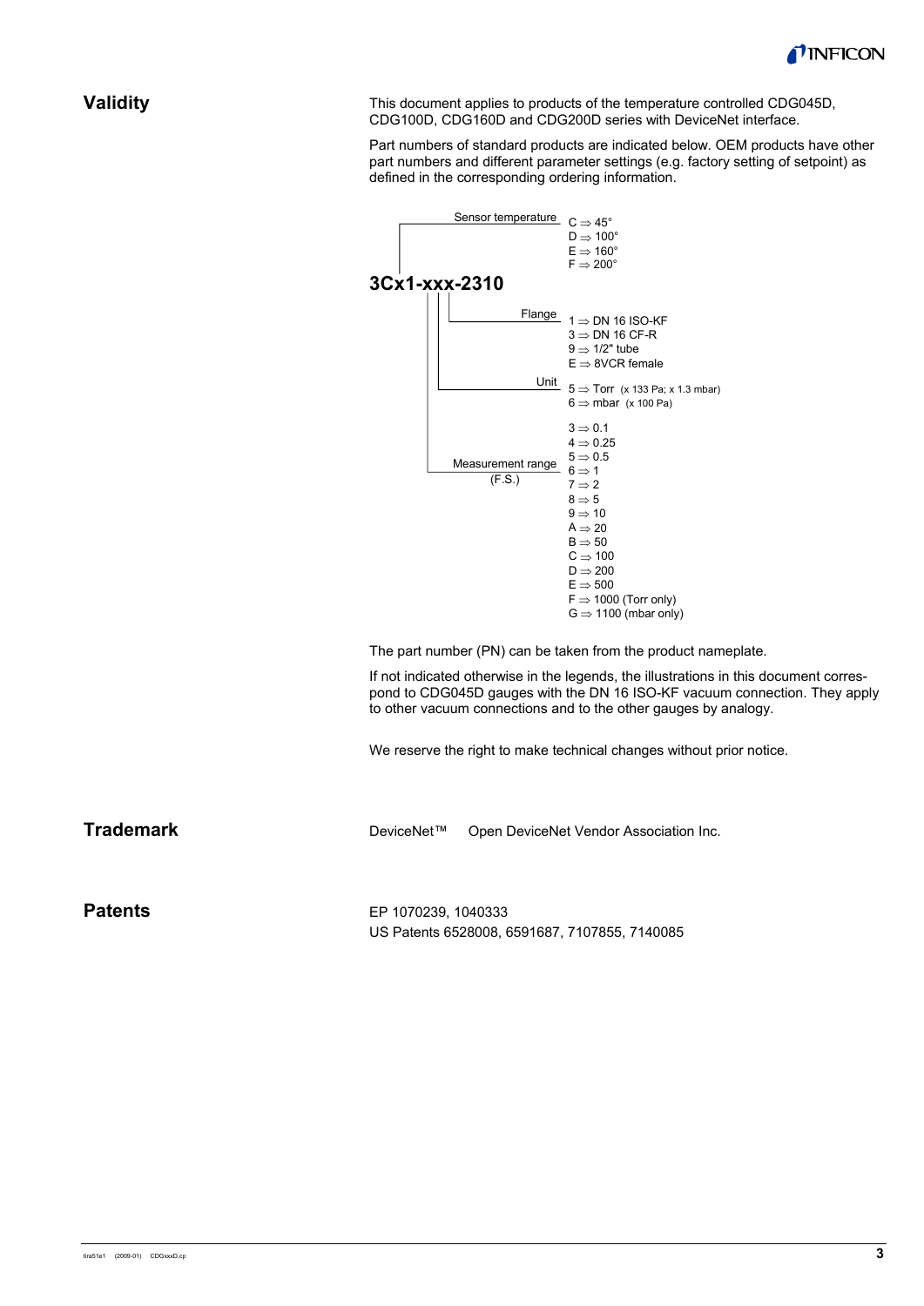## Validity

This document applies to products of the temperature controlled CDG045D, CDG100D, CDG160D and CDG200D series with DeviceNet interface.

Part numbers of standard products are indicated below. OEM products have other part numbers and different parameter settings (e.g. factory setting of setpoint) as defined in the corresponding ordering information.

**3Cx1-xxx-2310**

Sensor temperature
- C ⇒ 45°
- D ⇒ 100°
- E ⇒ 160°
- F ⇒ 200°

Flange
- 1 ⇒ DN 16 ISO-KF
- 3 ⇒ DN 16 CF-R
- 9 ⇒ 1/2" tube
- E ⇒ 8VCR female

Unit
- 5 ⇒ Torr (x 133 Pa; x 1.3 mbar)
- 6 ⇒ mbar (x 100 Pa)

Measurement range (F.S.)
- 3 ⇒ 0.1
- 4 ⇒ 0.25
- 5 ⇒ 0.5
- 6 ⇒ 1
- 7 ⇒ 2
- 8 ⇒ 5
- 9 ⇒ 10
- A ⇒ 20
- B ⇒ 50
- C ⇒ 100
- D ⇒ 200
- E ⇒ 500
- F ⇒ 1000 (Torr only)
- G ⇒ 1100 (mbar only)

The part number (PN) can be taken from the product nameplate.

If not indicated otherwise in the legends, the illustrations in this document correspond to CDG045D gauges with the DN 16 ISO-KF vacuum connection. They apply to other vacuum connections and to the other gauges by analogy.

We reserve the right to make technical changes without prior notice.

## Trademark

DeviceNet™ Open DeviceNet Vendor Association Inc.

## Patents

EP 1070239, 1040333

US Patents 6528008, 6591687, 7107855, 7140085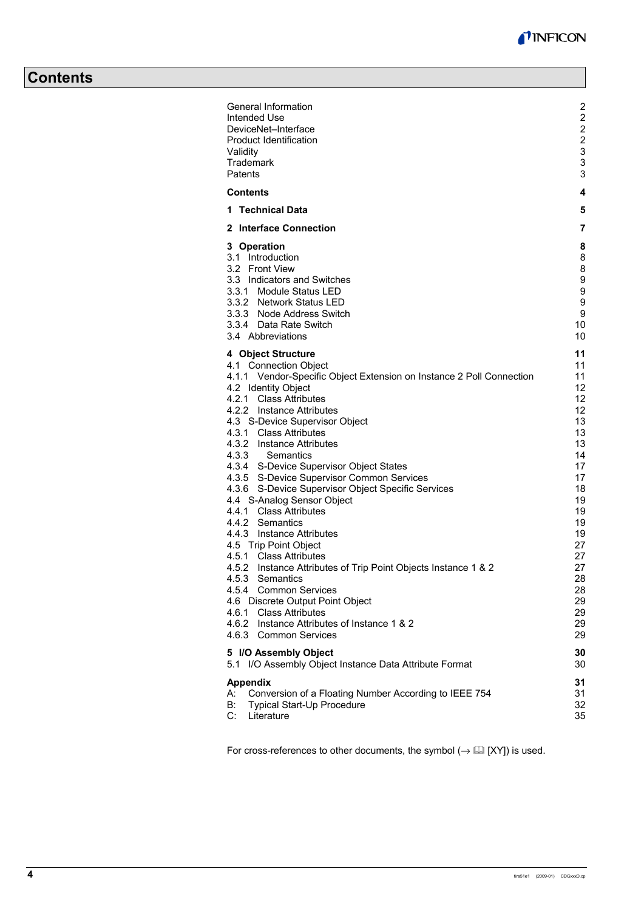# Contents

| | |
|---|---|
| General Information | 2 |
| Intended Use | 2 |
| DeviceNet–Interface | 2 |
| Product Identification | 2 |
| Validity | 3 |
| Trademark | 3 |
| Patents | 3 |
| **Contents** | **4** |
| **1 Technical Data** | **5** |
| **2 Interface Connection** | **7** |
| **3 Operation** | **8** |
| 3.1 Introduction | 8 |
| 3.2 Front View | 8 |
| 3.3 Indicators and Switches | 9 |
| 3.3.1 Module Status LED | 9 |
| 3.3.2 Network Status LED | 9 |
| 3.3.3 Node Address Switch | 9 |
| 3.3.4 Data Rate Switch | 10 |
| 3.4 Abbreviations | 10 |
| **4 Object Structure** | **11** |
| 4.1 Connection Object | 11 |
| 4.1.1 Vendor-Specific Object Extension on Instance 2 Poll Connection | 11 |
| 4.2 Identity Object | 12 |
| 4.2.1 Class Attributes | 12 |
| 4.2.2 Instance Attributes | 12 |
| 4.3 S-Device Supervisor Object | 13 |
| 4.3.1 Class Attributes | 13 |
| 4.3.2 Instance Attributes | 13 |
| 4.3.3 Semantics | 14 |
| 4.3.4 S-Device Supervisor Object States | 17 |
| 4.3.5 S-Device Supervisor Common Services | 17 |
| 4.3.6 S-Device Supervisor Object Specific Services | 18 |
| 4.4 S-Analog Sensor Object | 19 |
| 4.4.1 Class Attributes | 19 |
| 4.4.2 Semantics | 19 |
| 4.4.3 Instance Attributes | 19 |
| 4.5 Trip Point Object | 27 |
| 4.5.1 Class Attributes | 27 |
| 4.5.2 Instance Attributes of Trip Point Objects Instance 1 & 2 | 27 |
| 4.5.3 Semantics | 28 |
| 4.5.4 Common Services | 28 |
| 4.6 Discrete Output Point Object | 29 |
| 4.6.1 Class Attributes | 29 |
| 4.6.2 Instance Attributes of Instance 1 & 2 | 29 |
| 4.6.3 Common Services | 29 |
| **5 I/O Assembly Object** | **30** |
| 5.1 I/O Assembly Object Instance Data Attribute Format | 30 |
| **Appendix** | **31** |
| A: Conversion of a Floating Number According to IEEE 754 | 31 |
| B: Typical Start-Up Procedure | 32 |
| C: Literature | 35 |

For cross-references to other documents, the symbol (→ 📖 [XY]) is used.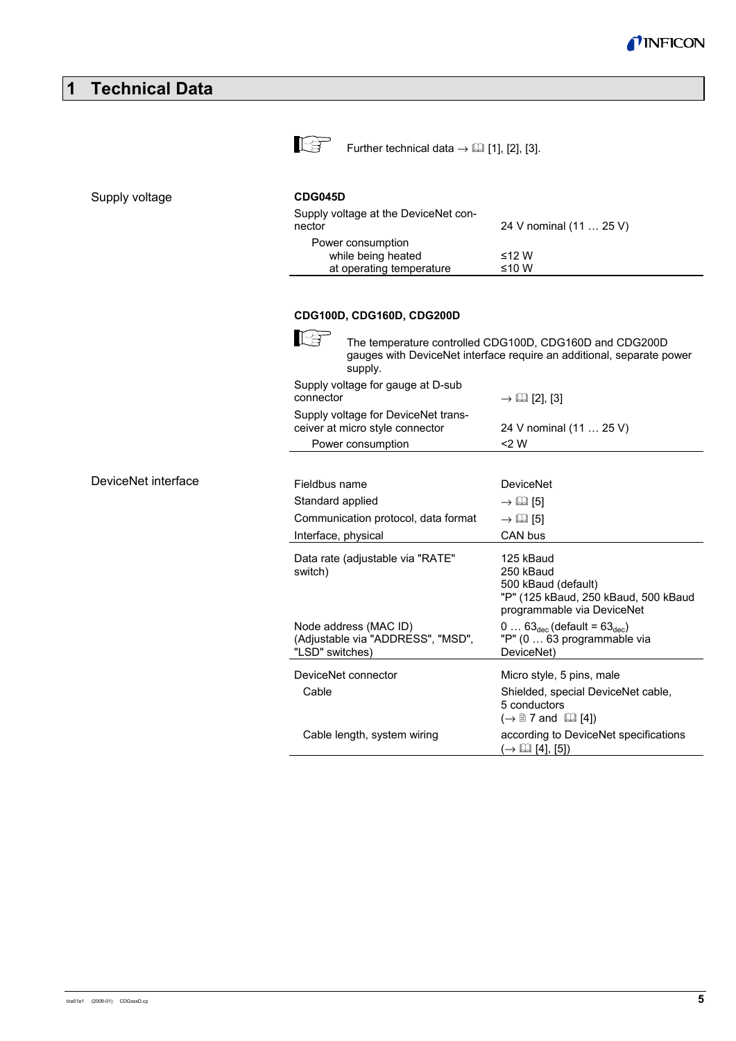# 1 Technical Data

☞ Further technical data → 🕮 [1], [2], [3].

## Supply voltage

**CDG045D**

| | |
|---|---|
| Supply voltage at the DeviceNet connector | 24 V nominal (11 … 25 V) |
| Power consumption<br>while being heated<br>at operating temperature | <br>≤12 W<br>≤10 W |

**CDG100D, CDG160D, CDG200D**

☞ The temperature controlled CDG100D, CDG160D and CDG200D gauges with DeviceNet interface require an additional, separate power supply.

| | |
|---|---|
| Supply voltage for gauge at D-sub connector | → 🕮 [2], [3] |
| Supply voltage for DeviceNet transceiver at micro style connector | 24 V nominal (11 … 25 V) |
| Power consumption | <2 W |

## DeviceNet interface

| | |
|---|---|
| Fieldbus name | DeviceNet |
| Standard applied | → 🕮 [5] |
| Communication protocol, data format | → 🕮 [5] |
| Interface, physical | CAN bus |
| Data rate (adjustable via "RATE" switch) | 125 kBaud<br>250 kBaud<br>500 kBaud (default)<br>"P" (125 kBaud, 250 kBaud, 500 kBaud programmable via DeviceNet |
| Node address (MAC ID)<br>(Adjustable via "ADDRESS", "MSD", "LSD" switches) | 0 … $63_{dec}$ (default = $63_{dec}$)<br>"P" (0 … 63 programmable via DeviceNet) |
| DeviceNet connector | Micro style, 5 pins, male |
| Cable | Shielded, special DeviceNet cable, 5 conductors<br>(→ 🗎 7 and 🕮 [4]) |
| Cable length, system wiring | according to DeviceNet specifications<br>(→ 🕮 [4], [5]) |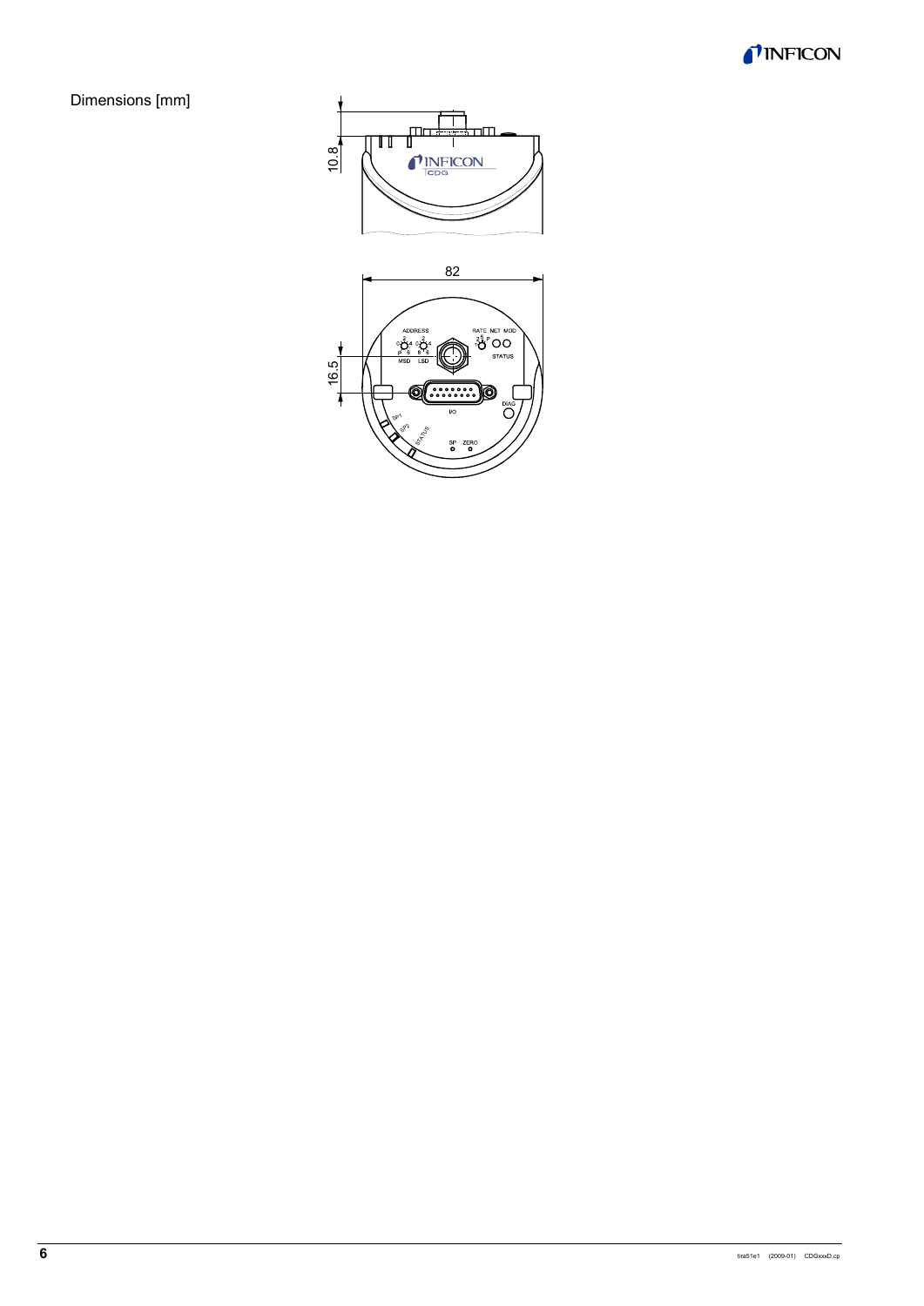Dimensions [mm]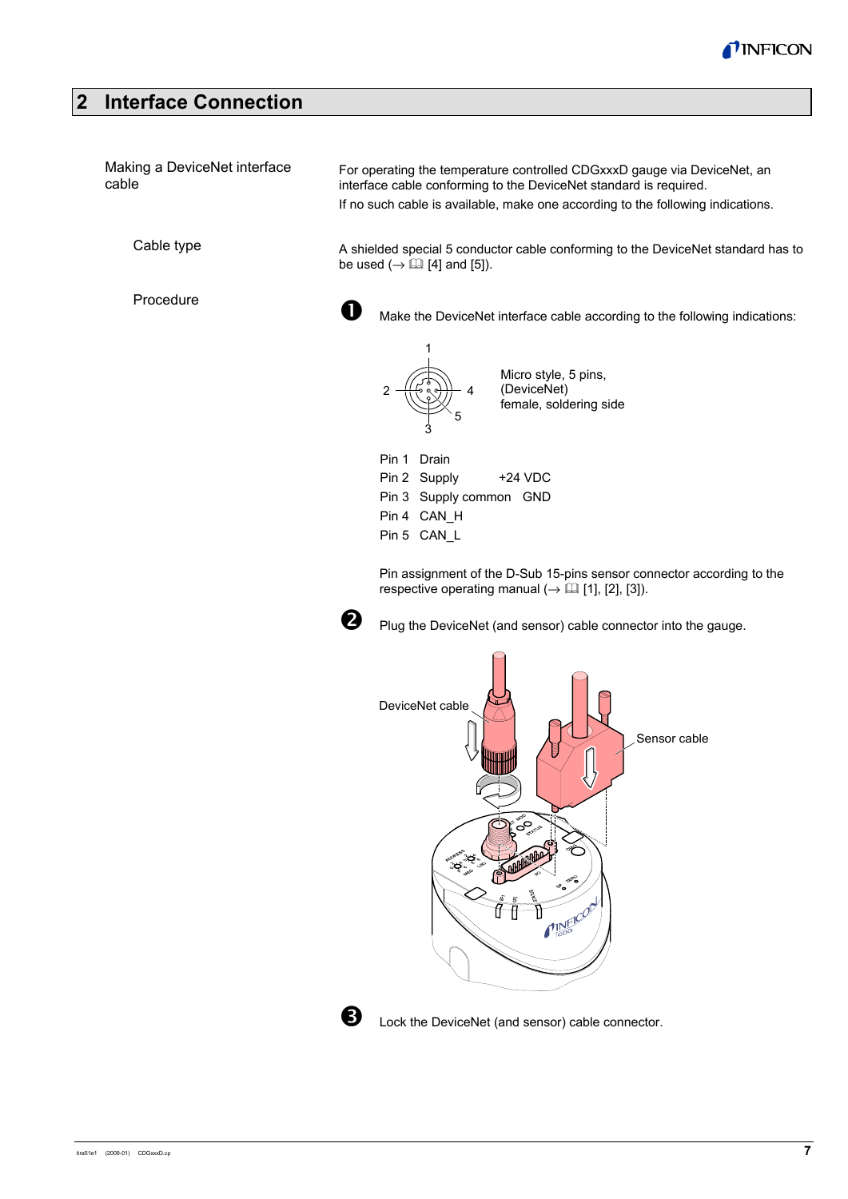# 2 Interface Connection

**Making a DeviceNet interface cable**

For operating the temperature controlled CDGxxxD gauge via DeviceNet, an interface cable conforming to the DeviceNet standard is required.

If no such cable is available, make one according to the following indications.

**Cable type**

A shielded special 5 conductor cable conforming to the DeviceNet standard has to be used (→ 📖 [4] and [5]).

**Procedure**

❶ Make the DeviceNet interface cable according to the following indications:

Micro style, 5 pins, (DeviceNet) female, soldering side

| | | |
|---|---|---|
| Pin 1 | Drain | |
| Pin 2 | Supply | +24 VDC |
| Pin 3 | Supply common | GND |
| Pin 4 | CAN_H | |
| Pin 5 | CAN_L | |

Pin assignment of the D-Sub 15-pins sensor connector according to the respective operating manual (→ 📖 [1], [2], [3]).

❷ Plug the DeviceNet (and sensor) cable connector into the gauge.

DeviceNet cable

Sensor cable

❸ Lock the DeviceNet (and sensor) cable connector.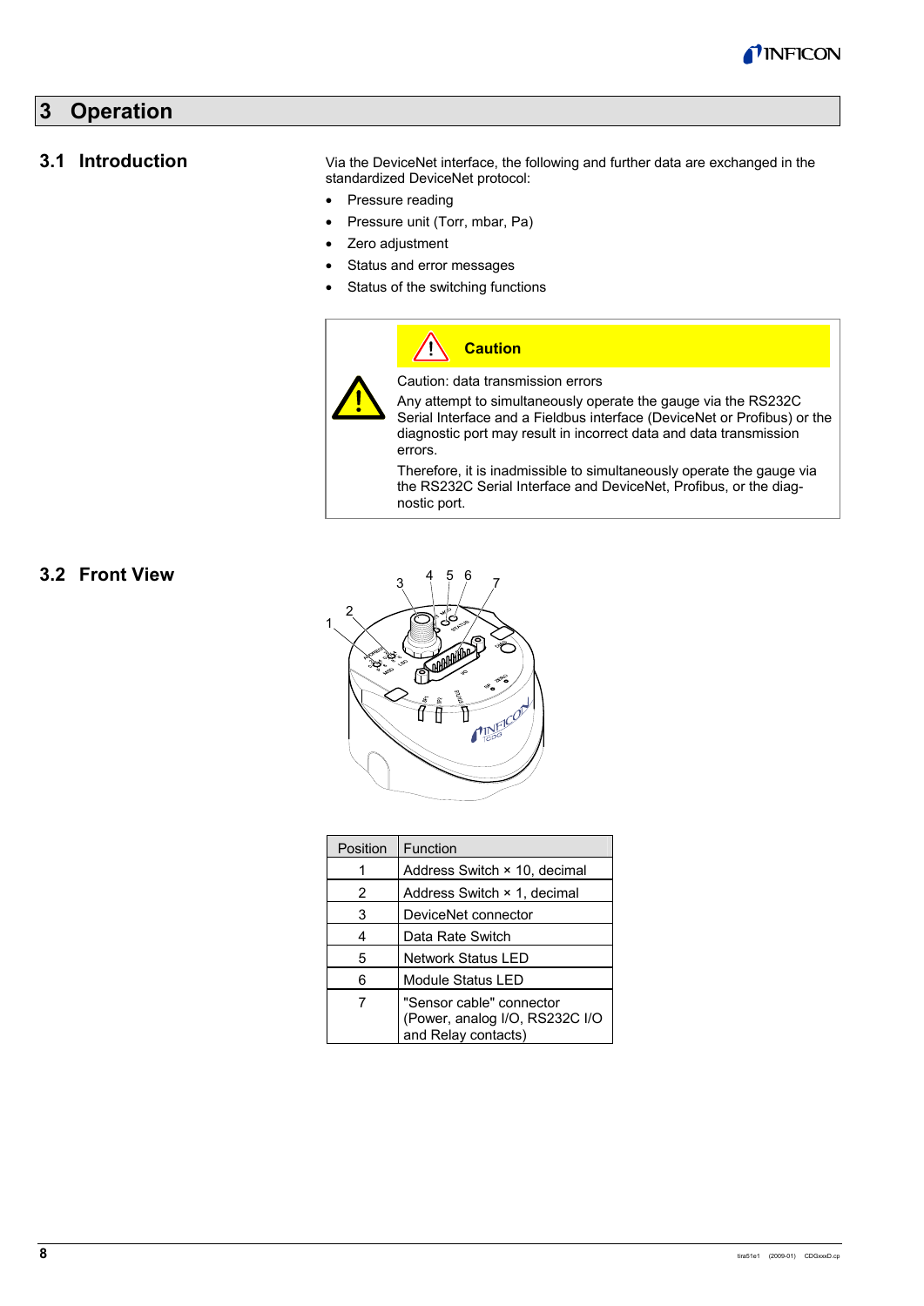# 3 Operation

## 3.1 Introduction

Via the DeviceNet interface, the following and further data are exchanged in the standardized DeviceNet protocol:

- Pressure reading
- Pressure unit (Torr, mbar, Pa)
- Zero adjustment
- Status and error messages
- Status of the switching functions

**Caution**

Caution: data transmission errors

Any attempt to simultaneously operate the gauge via the RS232C Serial Interface and a Fieldbus interface (DeviceNet or Profibus) or the diagnostic port may result in incorrect data and data transmission errors.

Therefore, it is inadmissible to simultaneously operate the gauge via the RS232C Serial Interface and DeviceNet, Profibus, or the diagnostic port.

## 3.2 Front View

| Position | Function |
|---|---|
| 1 | Address Switch × 10, decimal |
| 2 | Address Switch × 1, decimal |
| 3 | DeviceNet connector |
| 4 | Data Rate Switch |
| 5 | Network Status LED |
| 6 | Module Status LED |
| 7 | "Sensor cable" connector (Power, analog I/O, RS232C I/O and Relay contacts) |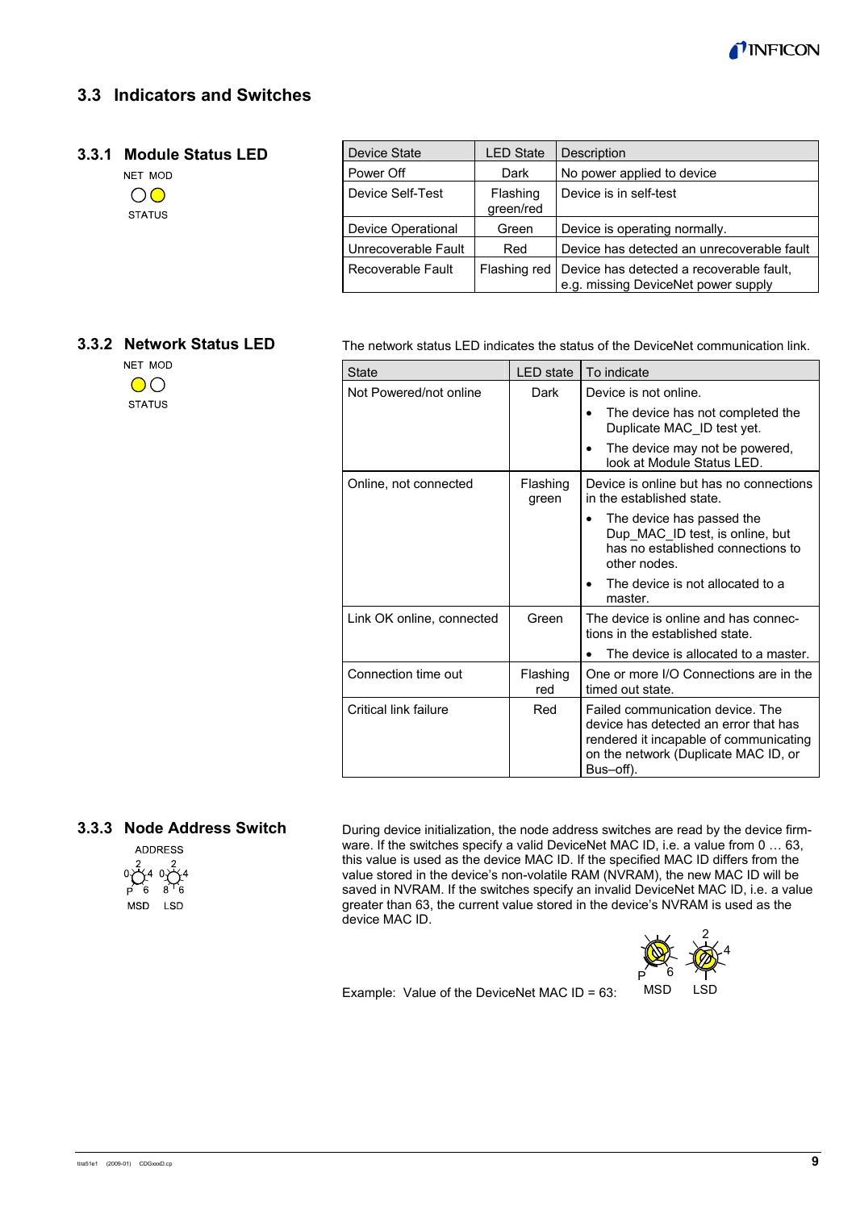## 3.3 Indicators and Switches

### 3.3.1 Module Status LED

NET MOD

STATUS

| Device State | LED State | Description |
|---|---|---|
| Power Off | Dark | No power applied to device |
| Device Self-Test | Flashing green/red | Device is in self-test |
| Device Operational | Green | Device is operating normally. |
| Unrecoverable Fault | Red | Device has detected an unrecoverable fault |
| Recoverable Fault | Flashing red | Device has detected a recoverable fault, e.g. missing DeviceNet power supply |

### 3.3.2 Network Status LED

NET MOD

STATUS

The network status LED indicates the status of the DeviceNet communication link.

| State | LED state | To indicate |
|---|---|---|
| Not Powered/not online | Dark | Device is not online.<br>• The device has not completed the Duplicate MAC_ID test yet.<br>• The device may not be powered, look at Module Status LED. |
| Online, not connected | Flashing green | Device is online but has no connections in the established state.<br>• The device has passed the Dup_MAC_ID test, is online, but has no established connections to other nodes.<br>• The device is not allocated to a master. |
| Link OK online, connected | Green | The device is online and has connections in the established state.<br>• The device is allocated to a master. |
| Connection time out | Flashing red | One or more I/O Connections are in the timed out state. |
| Critical link failure | Red | Failed communication device. The device has detected an error that has rendered it incapable of communicating on the network (Duplicate MAC ID, or Bus–off). |

### 3.3.3 Node Address Switch

ADDRESS

MSD LSD

During device initialization, the node address switches are read by the device firmware. If the switches specify a valid DeviceNet MAC ID, i.e. a value from 0 … 63, this value is used as the device MAC ID. If the specified MAC ID differs from the value stored in the device's non-volatile RAM (NVRAM), the new MAC ID will be saved in NVRAM. If the switches specify an invalid DeviceNet MAC ID, i.e. a value greater than 63, the current value stored in the device's NVRAM is used as the device MAC ID.

Example: Value of the DeviceNet MAC ID = 63:

MSD LSD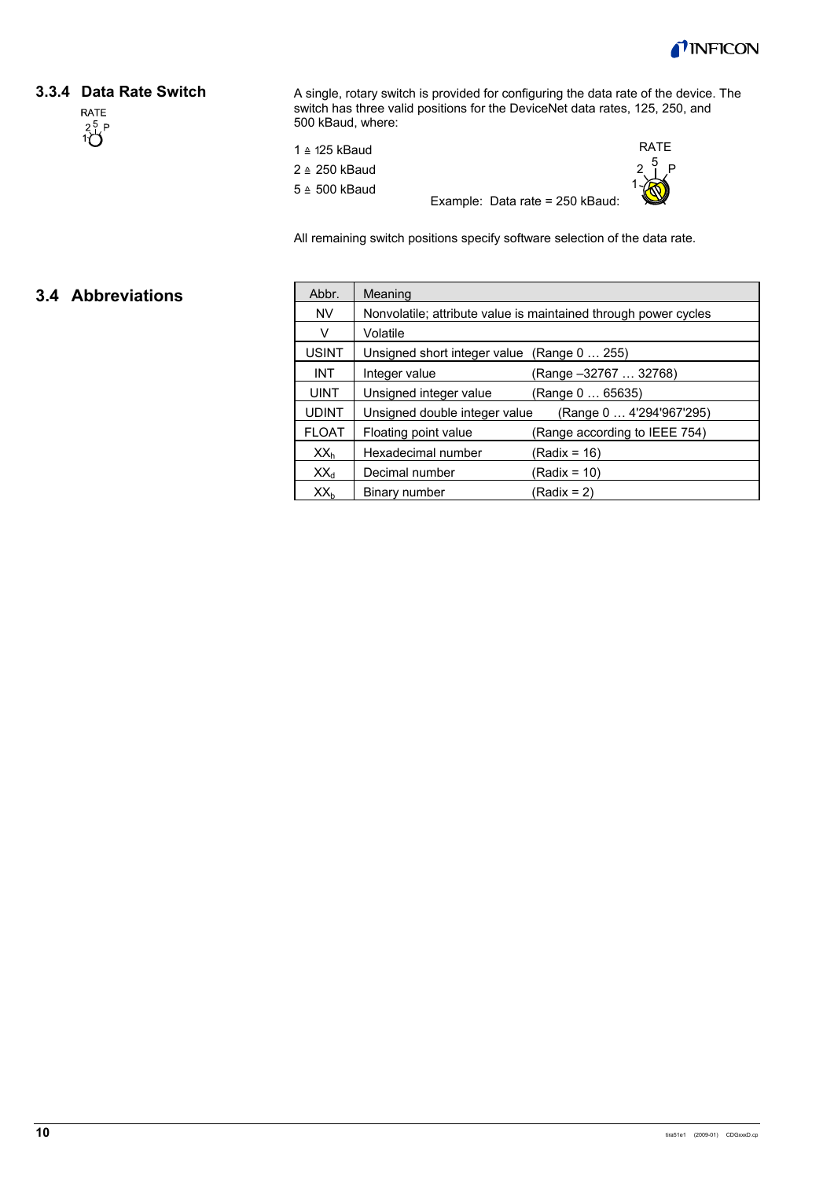### 3.3.4 Data Rate Switch

A single, rotary switch is provided for configuring the data rate of the device. The switch has three valid positions for the DeviceNet data rates, 125, 250, and 500 kBaud, where:

1 ≙ 125 kBaud

2 ≙ 250 kBaud

5 ≙ 500 kBaud

Example: Data rate = 250 kBaud:

All remaining switch positions specify software selection of the data rate.

## 3.4 Abbreviations

| Abbr. | Meaning | |
|---|---|---|
| NV | Nonvolatile; attribute value is maintained through power cycles | |
| V | Volatile | |
| USINT | Unsigned short integer value | (Range 0 … 255) |
| INT | Integer value | (Range –32767 … 32768) |
| UINT | Unsigned integer value | (Range 0 … 65635) |
| UDINT | Unsigned double integer value | (Range 0 … 4'294'967'295) |
| FLOAT | Floating point value | (Range according to IEEE 754) |
| $XX_h$ | Hexadecimal number | (Radix = 16) |
| $XX_d$ | Decimal number | (Radix = 10) |
| $XX_b$ | Binary number | (Radix = 2) |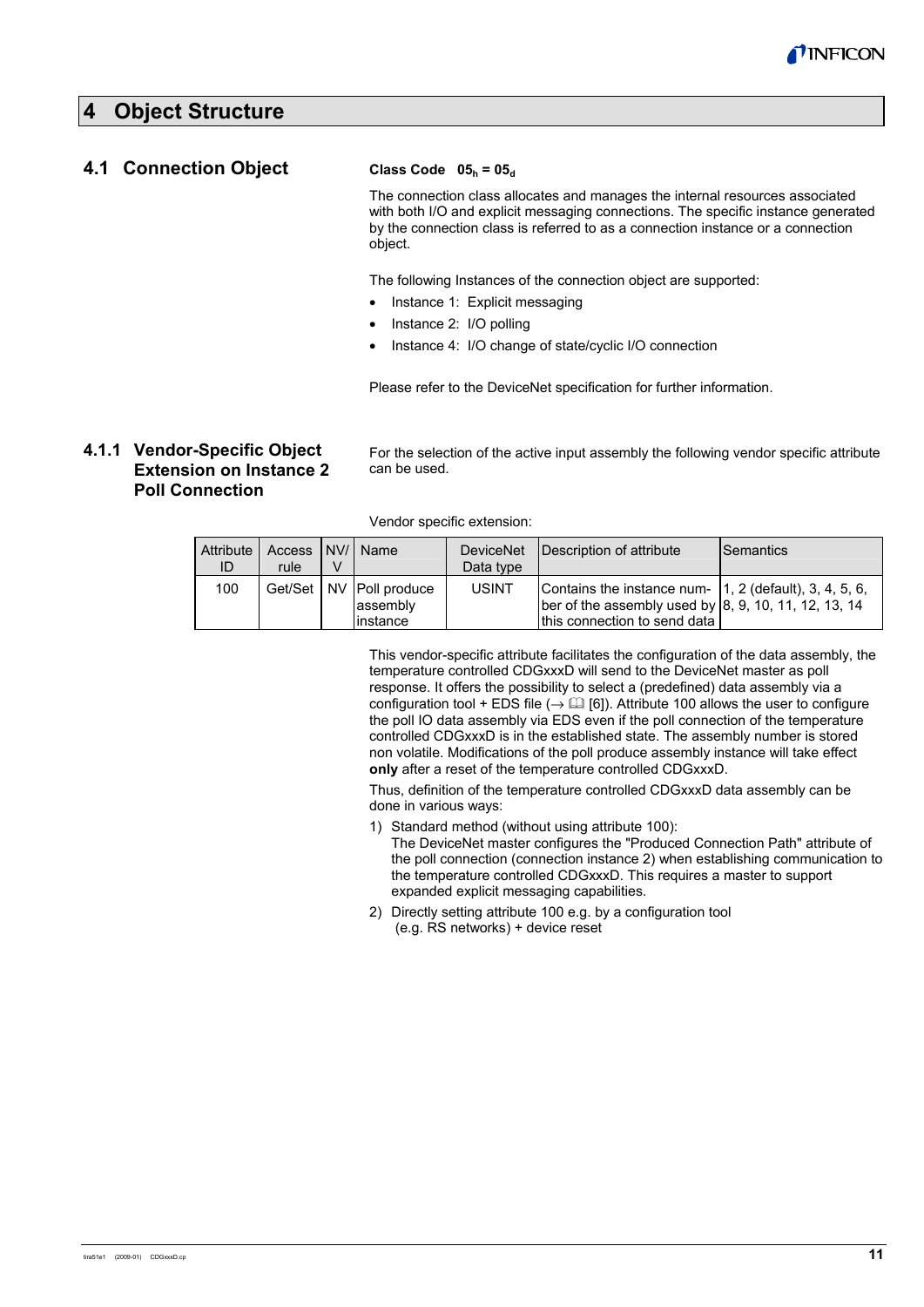# 4 Object Structure

## 4.1 Connection Object

**Class Code $05_h = 05_d$**

The connection class allocates and manages the internal resources associated with both I/O and explicit messaging connections. The specific instance generated by the connection class is referred to as a connection instance or a connection object.

The following Instances of the connection object are supported:

- Instance 1: Explicit messaging
- Instance 2: I/O polling
- Instance 4: I/O change of state/cyclic I/O connection

Please refer to the DeviceNet specification for further information.

### 4.1.1 Vendor-Specific Object Extension on Instance 2 Poll Connection

For the selection of the active input assembly the following vendor specific attribute can be used.

Vendor specific extension:

| Attribute ID | Access rule | NV/ V | Name | DeviceNet Data type | Description of attribute | Semantics |
|---|---|---|---|---|---|---|
| 100 | Get/Set | NV | Poll produce assembly instance | USINT | Contains the instance number of the assembly used by this connection to send data | 1, 2 (default), 3, 4, 5, 6, 8, 9, 10, 11, 12, 13, 14 |

This vendor-specific attribute facilitates the configuration of the data assembly, the temperature controlled CDGxxxD will send to the DeviceNet master as poll response. It offers the possibility to select a (predefined) data assembly via a configuration tool + EDS file (→ 🕮 [6]). Attribute 100 allows the user to configure the poll IO data assembly via EDS even if the poll connection of the temperature controlled CDGxxxD is in the established state. The assembly number is stored non volatile. Modifications of the poll produce assembly instance will take effect **only** after a reset of the temperature controlled CDGxxxD.

Thus, definition of the temperature controlled CDGxxxD data assembly can be done in various ways:

1) Standard method (without using attribute 100):
   The DeviceNet master configures the "Produced Connection Path" attribute of the poll connection (connection instance 2) when establishing communication to the temperature controlled CDGxxxD. This requires a master to support expanded explicit messaging capabilities.
2) Directly setting attribute 100 e.g. by a configuration tool
   (e.g. RS networks) + device reset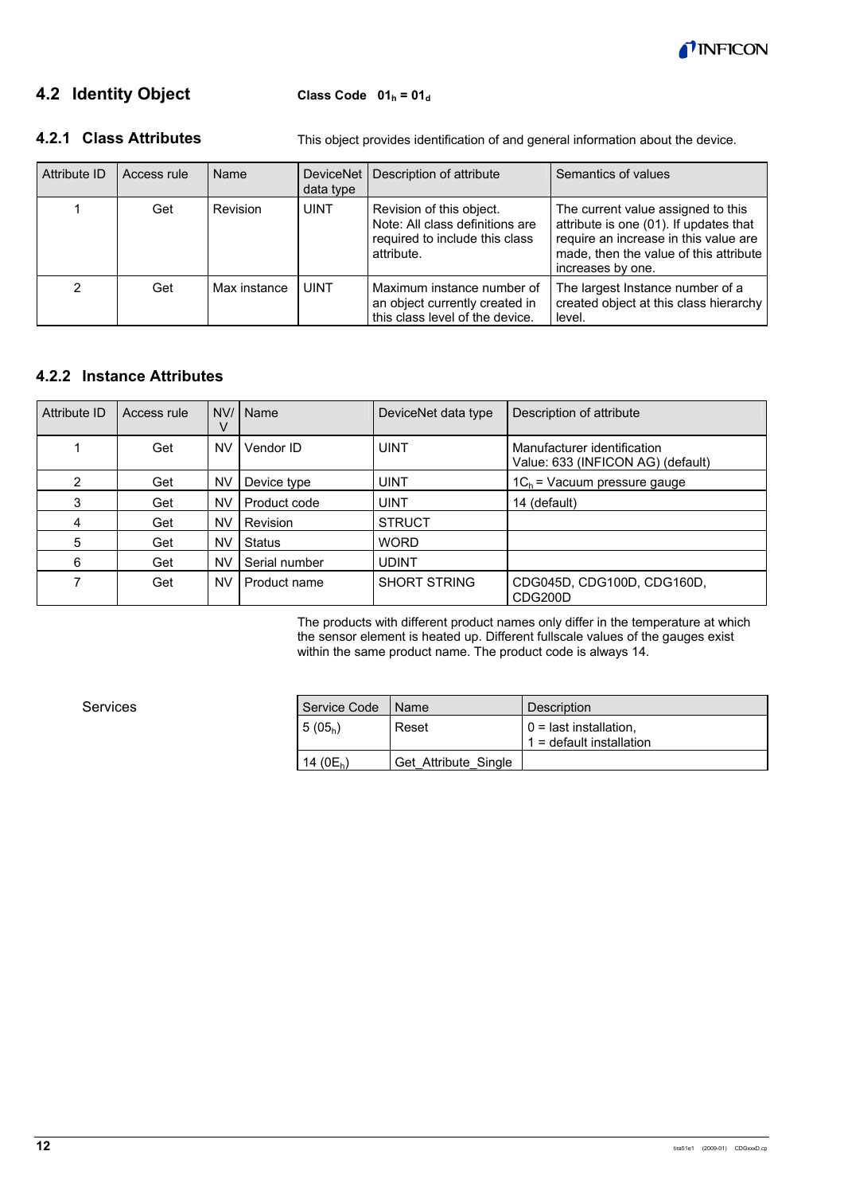## 4.2 Identity Object

**Class Code $01_h = 01_d$**

### 4.2.1 Class Attributes

This object provides identification of and general information about the device.

| Attribute ID | Access rule | Name | DeviceNet data type | Description of attribute | Semantics of values |
|---|---|---|---|---|---|
| 1 | Get | Revision | UINT | Revision of this object. Note: All class definitions are required to include this class attribute. | The current value assigned to this attribute is one (01). If updates that require an increase in this value are made, then the value of this attribute increases by one. |
| 2 | Get | Max instance | UINT | Maximum instance number of an object currently created in this class level of the device. | The largest Instance number of a created object at this class hierarchy level. |

### 4.2.2 Instance Attributes

| Attribute ID | Access rule | NV/V | Name | DeviceNet data type | Description of attribute |
|---|---|---|---|---|---|
| 1 | Get | NV | Vendor ID | UINT | Manufacturer identification<br>Value: 633 (INFICON AG) (default) |
| 2 | Get | NV | Device type | UINT | $1C_h$ = Vacuum pressure gauge |
| 3 | Get | NV | Product code | UINT | 14 (default) |
| 4 | Get | NV | Revision | STRUCT | |
| 5 | Get | NV | Status | WORD | |
| 6 | Get | NV | Serial number | UDINT | |
| 7 | Get | NV | Product name | SHORT STRING | CDG045D, CDG100D, CDG160D, CDG200D |

The products with different product names only differ in the temperature at which the sensor element is heated up. Different fullscale values of the gauges exist within the same product name. The product code is always 14.

Services

| Service Code | Name | Description |
|---|---|---|
| 5 ($05_h$) | Reset | 0 = last installation,<br>1 = default installation |
| 14 ($0E_h$) | Get_Attribute_Single | |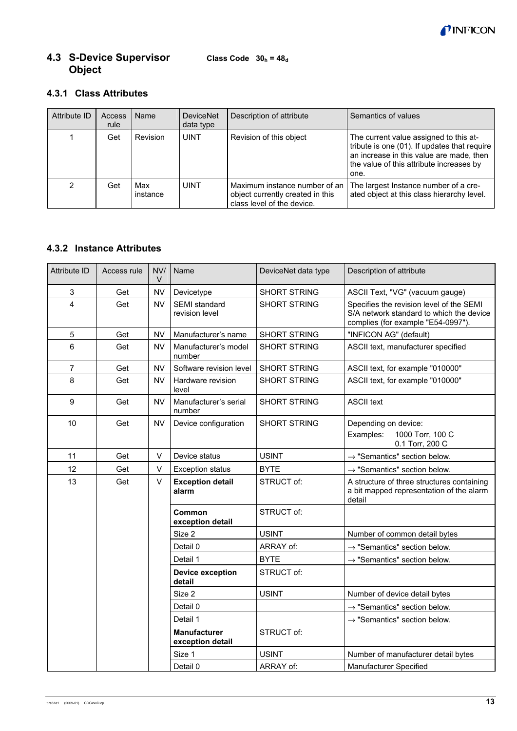## 4.3 S-Device Supervisor Object

**Class Code $30_h = 48_d$**

### 4.3.1 Class Attributes

| Attribute ID | Access rule | Name | DeviceNet data type | Description of attribute | Semantics of values |
|---|---|---|---|---|---|
| 1 | Get | Revision | UINT | Revision of this object | The current value assigned to this attribute is one (01). If updates that require an increase in this value are made, then the value of this attribute increases by one. |
| 2 | Get | Max instance | UINT | Maximum instance number of an object currently created in this class level of the device. | The largest Instance number of a created object at this class hierarchy level. |

### 4.3.2 Instance Attributes

| Attribute ID | Access rule | NV/V | Name | DeviceNet data type | Description of attribute |
|---|---|---|---|---|---|
| 3 | Get | NV | Devicetype | SHORT STRING | ASCII Text, "VG" (vacuum gauge) |
| 4 | Get | NV | SEMI standard revision level | SHORT STRING | Specifies the revision level of the SEMI S/A network standard to which the device complies (for example "E54-0997"). |
| 5 | Get | NV | Manufacturer's name | SHORT STRING | "INFICON AG" (default) |
| 6 | Get | NV | Manufacturer's model number | SHORT STRING | ASCII text, manufacturer specified |
| 7 | Get | NV | Software revision level | SHORT STRING | ASCII text, for example "010000" |
| 8 | Get | NV | Hardware revision level | SHORT STRING | ASCII text, for example "010000" |
| 9 | Get | NV | Manufacturer's serial number | SHORT STRING | ASCII text |
| 10 | Get | NV | Device configuration | SHORT STRING | Depending on device: Examples: 1000 Torr, 100 C / 0.1 Torr, 200 C |
| 11 | Get | V | Device status | USINT | → "Semantics" section below. |
| 12 | Get | V | Exception status | BYTE | → "Semantics" section below. |
| 13 | Get | V | **Exception detail alarm** | STRUCT of: | A structure of three structures containing a bit mapped representation of the alarm detail |
| | | | **Common exception detail** | STRUCT of: | |
| | | | Size 2 | USINT | Number of common detail bytes |
| | | | Detail 0 | ARRAY of: | → "Semantics" section below. |
| | | | Detail 1 | BYTE | → "Semantics" section below. |
| | | | **Device exception detail** | STRUCT of: | |
| | | | Size 2 | USINT | Number of device detail bytes |
| | | | Detail 0 | | → "Semantics" section below. |
| | | | Detail 1 | | → "Semantics" section below. |
| | | | **Manufacturer exception detail** | STRUCT of: | |
| | | | Size 1 | USINT | Number of manufacturer detail bytes |
| | | | Detail 0 | ARRAY of: | Manufacturer Specified |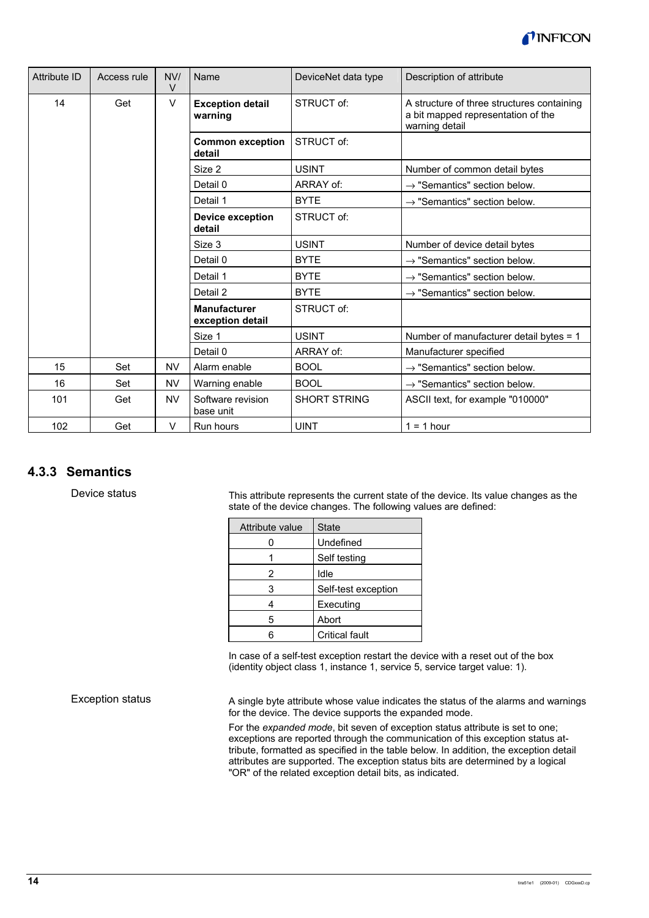| Attribute ID | Access rule | NV/ V | Name | DeviceNet data type | Description of attribute |
|---|---|---|---|---|---|
| 14 | Get | V | **Exception detail warning** | STRUCT of: | A structure of three structures containing a bit mapped representation of the warning detail |
| | | | **Common exception detail** | STRUCT of: | |
| | | | Size 2 | USINT | Number of common detail bytes |
| | | | Detail 0 | ARRAY of: | → "Semantics" section below. |
| | | | Detail 1 | BYTE | → "Semantics" section below. |
| | | | **Device exception detail** | STRUCT of: | |
| | | | Size 3 | USINT | Number of device detail bytes |
| | | | Detail 0 | BYTE | → "Semantics" section below. |
| | | | Detail 1 | BYTE | → "Semantics" section below. |
| | | | Detail 2 | BYTE | → "Semantics" section below. |
| | | | **Manufacturer exception detail** | STRUCT of: | |
| | | | Size 1 | USINT | Number of manufacturer detail bytes = 1 |
| | | | Detail 0 | ARRAY of: | Manufacturer specified |
| 15 | Set | NV | Alarm enable | BOOL | → "Semantics" section below. |
| 16 | Set | NV | Warning enable | BOOL | → "Semantics" section below. |
| 101 | Get | NV | Software revision base unit | SHORT STRING | ASCII text, for example "010000" |
| 102 | Get | V | Run hours | UINT | 1 = 1 hour |

### 4.3.3 Semantics

Device status

This attribute represents the current state of the device. Its value changes as the state of the device changes. The following values are defined:

| Attribute value | State |
|---|---|
| 0 | Undefined |
| 1 | Self testing |
| 2 | Idle |
| 3 | Self-test exception |
| 4 | Executing |
| 5 | Abort |
| 6 | Critical fault |

In case of a self-test exception restart the device with a reset out of the box (identity object class 1, instance 1, service 5, service target value: 1).

Exception status

A single byte attribute whose value indicates the status of the alarms and warnings for the device. The device supports the expanded mode.

For the *expanded mode*, bit seven of exception status attribute is set to one; exceptions are reported through the communication of this exception status attribute, formatted as specified in the table below. In addition, the exception detail attributes are supported. The exception status bits are determined by a logical "OR" of the related exception detail bits, as indicated.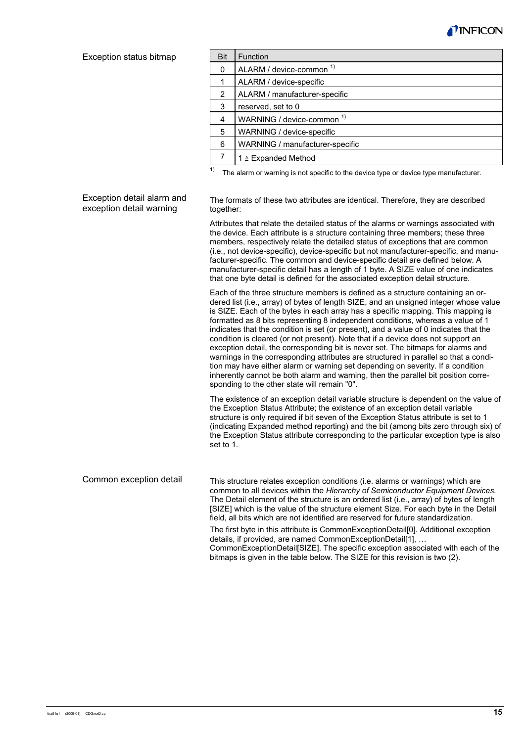### Exception status bitmap

| Bit | Function |
|---|---|
| 0 | ALARM / device-common [1)] |
| 1 | ALARM / device-specific |
| 2 | ALARM / manufacturer-specific |
| 3 | reserved, set to 0 |
| 4 | WARNING / device-common [1)] |
| 5 | WARNING / device-specific |
| 6 | WARNING / manufacturer-specific |
| 7 | 1 ≙ Expanded Method |

[1)] The alarm or warning is not specific to the device type or device type manufacturer.

### Exception detail alarm and exception detail warning

The formats of these two attributes are identical. Therefore, they are described together:

Attributes that relate the detailed status of the alarms or warnings associated with the device. Each attribute is a structure containing three members; these three members, respectively relate the detailed status of exceptions that are common (i.e., not device-specific), device-specific but not manufacturer-specific, and manufacturer-specific. The common and device-specific detail are defined below. A manufacturer-specific detail has a length of 1 byte. A SIZE value of one indicates that one byte detail is defined for the associated exception detail structure.

Each of the three structure members is defined as a structure containing an ordered list (i.e., array) of bytes of length SIZE, and an unsigned integer whose value is SIZE. Each of the bytes in each array has a specific mapping. This mapping is formatted as 8 bits representing 8 independent conditions, whereas a value of 1 indicates that the condition is set (or present), and a value of 0 indicates that the condition is cleared (or not present). Note that if a device does not support an exception detail, the corresponding bit is never set. The bitmaps for alarms and warnings in the corresponding attributes are structured in parallel so that a condition may have either alarm or warning set depending on severity. If a condition inherently cannot be both alarm and warning, then the parallel bit position corresponding to the other state will remain "0".

The existence of an exception detail variable structure is dependent on the value of the Exception Status Attribute; the existence of an exception detail variable structure is only required if bit seven of the Exception Status attribute is set to 1 (indicating Expanded method reporting) and the bit (among bits zero through six) of the Exception Status attribute corresponding to the particular exception type is also set to 1.

### Common exception detail

This structure relates exception conditions (i.e. alarms or warnings) which are common to all devices within the *Hierarchy of Semiconductor Equipment Devices*. The Detail element of the structure is an ordered list (i.e., array) of bytes of length [SIZE] which is the value of the structure element Size. For each byte in the Detail field, all bits which are not identified are reserved for future standardization.

The first byte in this attribute is CommonExceptionDetail[0]. Additional exception details, if provided, are named CommonExceptionDetail[1], … CommonExceptionDetail[SIZE]. The specific exception associated with each of the bitmaps is given in the table below. The SIZE for this revision is two (2).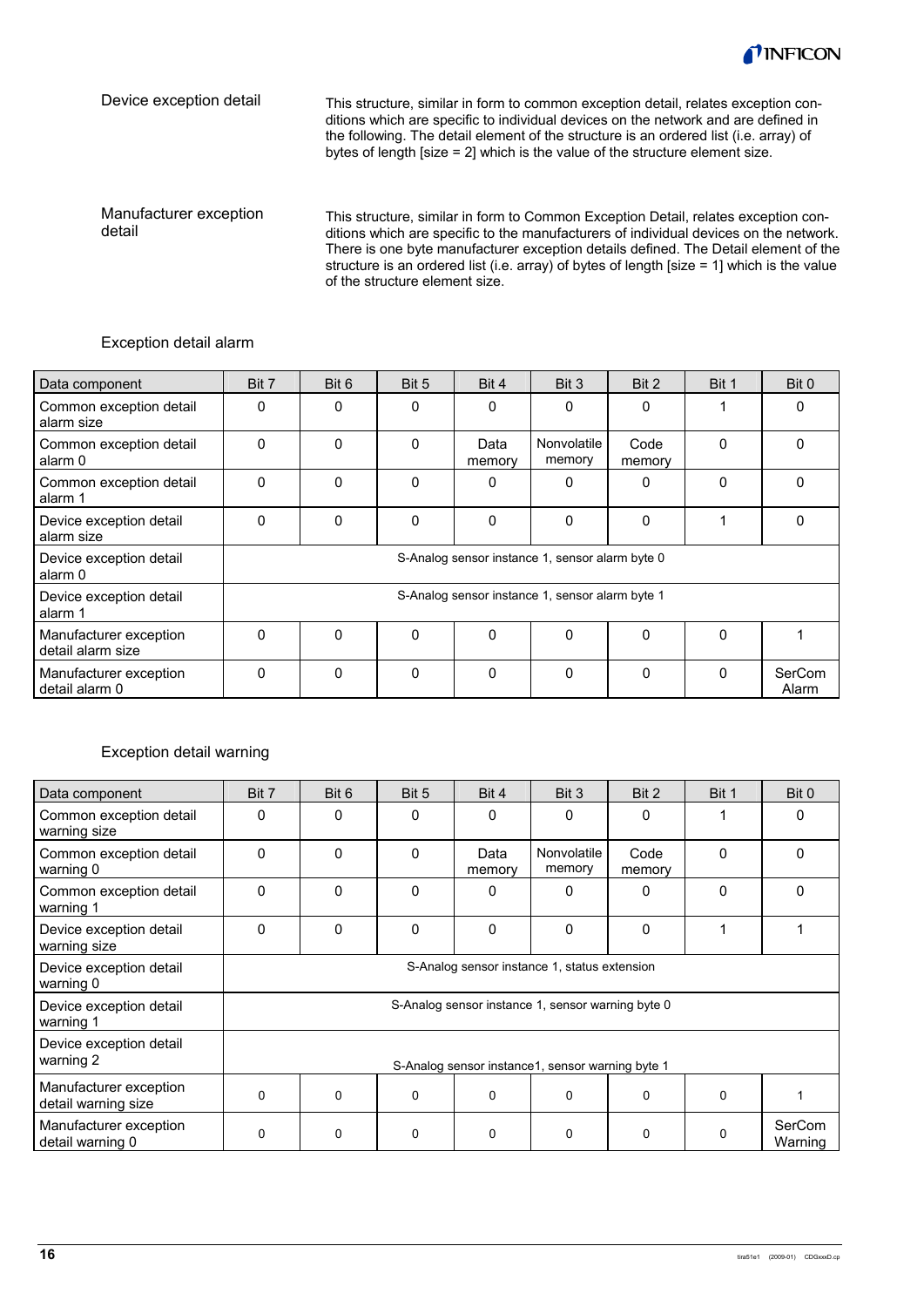**Device exception detail**

This structure, similar in form to common exception detail, relates exception conditions which are specific to individual devices on the network and are defined in the following. The detail element of the structure is an ordered list (i.e. array) of bytes of length [size = 2] which is the value of the structure element size.

**Manufacturer exception detail**

This structure, similar in form to Common Exception Detail, relates exception conditions which are specific to the manufacturers of individual devices on the network. There is one byte manufacturer exception details defined. The Detail element of the structure is an ordered list (i.e. array) of bytes of length [size = 1] which is the value of the structure element size.

### Exception detail alarm

| Data component | Bit 7 | Bit 6 | Bit 5 | Bit 4 | Bit 3 | Bit 2 | Bit 1 | Bit 0 |
|---|---|---|---|---|---|---|---|---|
| Common exception detail alarm size | 0 | 0 | 0 | 0 | 0 | 0 | 1 | 0 |
| Common exception detail alarm 0 | 0 | 0 | 0 | Data memory | Nonvolatile memory | Code memory | 0 | 0 |
| Common exception detail alarm 1 | 0 | 0 | 0 | 0 | 0 | 0 | 0 | 0 |
| Device exception detail alarm size | 0 | 0 | 0 | 0 | 0 | 0 | 1 | 0 |
| Device exception detail alarm 0 | S-Analog sensor instance 1, sensor alarm byte 0 | | | | | | | |
| Device exception detail alarm 1 | S-Analog sensor instance 1, sensor alarm byte 1 | | | | | | | |
| Manufacturer exception detail alarm size | 0 | 0 | 0 | 0 | 0 | 0 | 0 | 1 |
| Manufacturer exception detail alarm 0 | 0 | 0 | 0 | 0 | 0 | 0 | 0 | SerCom Alarm |

### Exception detail warning

| Data component | Bit 7 | Bit 6 | Bit 5 | Bit 4 | Bit 3 | Bit 2 | Bit 1 | Bit 0 |
|---|---|---|---|---|---|---|---|---|
| Common exception detail warning size | 0 | 0 | 0 | 0 | 0 | 0 | 1 | 0 |
| Common exception detail warning 0 | 0 | 0 | 0 | Data memory | Nonvolatile memory | Code memory | 0 | 0 |
| Common exception detail warning 1 | 0 | 0 | 0 | 0 | 0 | 0 | 0 | 0 |
| Device exception detail warning size | 0 | 0 | 0 | 0 | 0 | 0 | 1 | 1 |
| Device exception detail warning 0 | S-Analog sensor instance 1, status extension | | | | | | | |
| Device exception detail warning 1 | S-Analog sensor instance 1, sensor warning byte 0 | | | | | | | |
| Device exception detail warning 2 | S-Analog sensor instance1, sensor warning byte 1 | | | | | | | |
| Manufacturer exception detail warning size | 0 | 0 | 0 | 0 | 0 | 0 | 0 | 1 |
| Manufacturer exception detail warning 0 | 0 | 0 | 0 | 0 | 0 | 0 | 0 | SerCom Warning |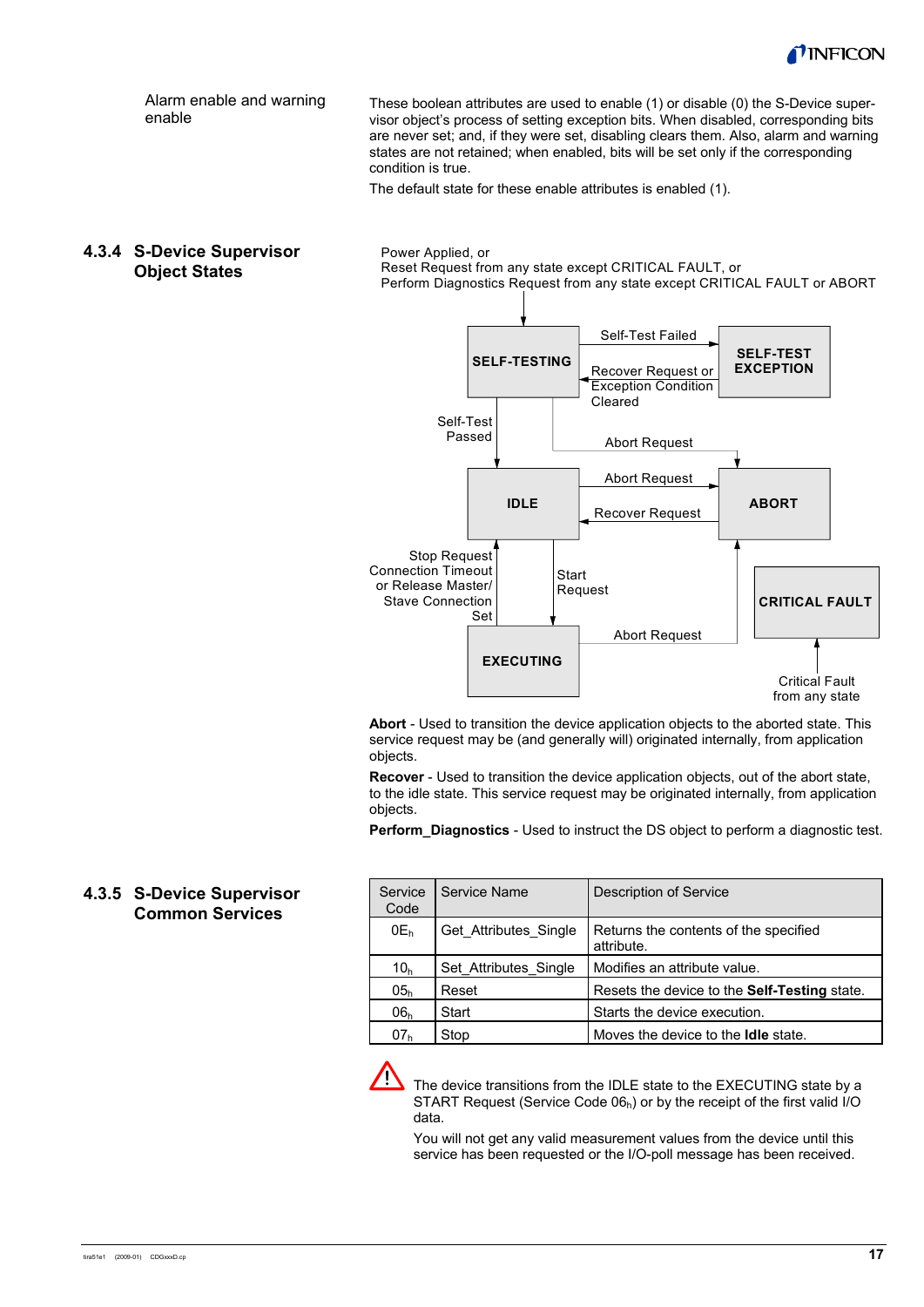**Alarm enable and warning enable**

These boolean attributes are used to enable (1) or disable (0) the S-Device supervisor object's process of setting exception bits. When disabled, corresponding bits are never set; and, if they were set, disabling clears them. Also, alarm and warning states are not retained; when enabled, bits will be set only if the corresponding condition is true.

The default state for these enable attributes is enabled (1).

### 4.3.4 S-Device Supervisor Object States

Power Applied, or
Reset Request from any state except CRITICAL FAULT, or
Perform Diagnostics Request from any state except CRITICAL FAULT or ABORT

SELF-TESTING — Self-Test Failed → SELF-TEST EXCEPTION
SELF-TEST EXCEPTION — Recover Request or Exception Condition Cleared → SELF-TESTING
SELF-TESTING — Self-Test Passed → IDLE
SELF-TESTING — Abort Request → ABORT
IDLE — Abort Request → ABORT
ABORT — Recover Request → IDLE
IDLE — Start Request → EXECUTING
EXECUTING — Stop Request, Connection Timeout or Release Master/Stave Connection Set → IDLE
EXECUTING — Abort Request → ABORT
Critical Fault from any state → CRITICAL FAULT

**Abort** - Used to transition the device application objects to the aborted state. This service request may be (and generally will) originated internally, from application objects.

**Recover** - Used to transition the device application objects, out of the abort state, to the idle state. This service request may be originated internally, from application objects.

**Perform_Diagnostics** - Used to instruct the DS object to perform a diagnostic test.

### 4.3.5 S-Device Supervisor Common Services

| Service Code | Service Name | Description of Service |
|---|---|---|
| $0E_h$ | Get_Attributes_Single | Returns the contents of the specified attribute. |
| $10_h$ | Set_Attributes_Single | Modifies an attribute value. |
| $05_h$ | Reset | Resets the device to the **Self-Testing** state. |
| $06_h$ | Start | Starts the device execution. |
| $07_h$ | Stop | Moves the device to the **Idle** state. |

⚠ The device transitions from the IDLE state to the EXECUTING state by a START Request (Service Code $06_h$) or by the receipt of the first valid I/O data.

You will not get any valid measurement values from the device until this service has been requested or the I/O-poll message has been received.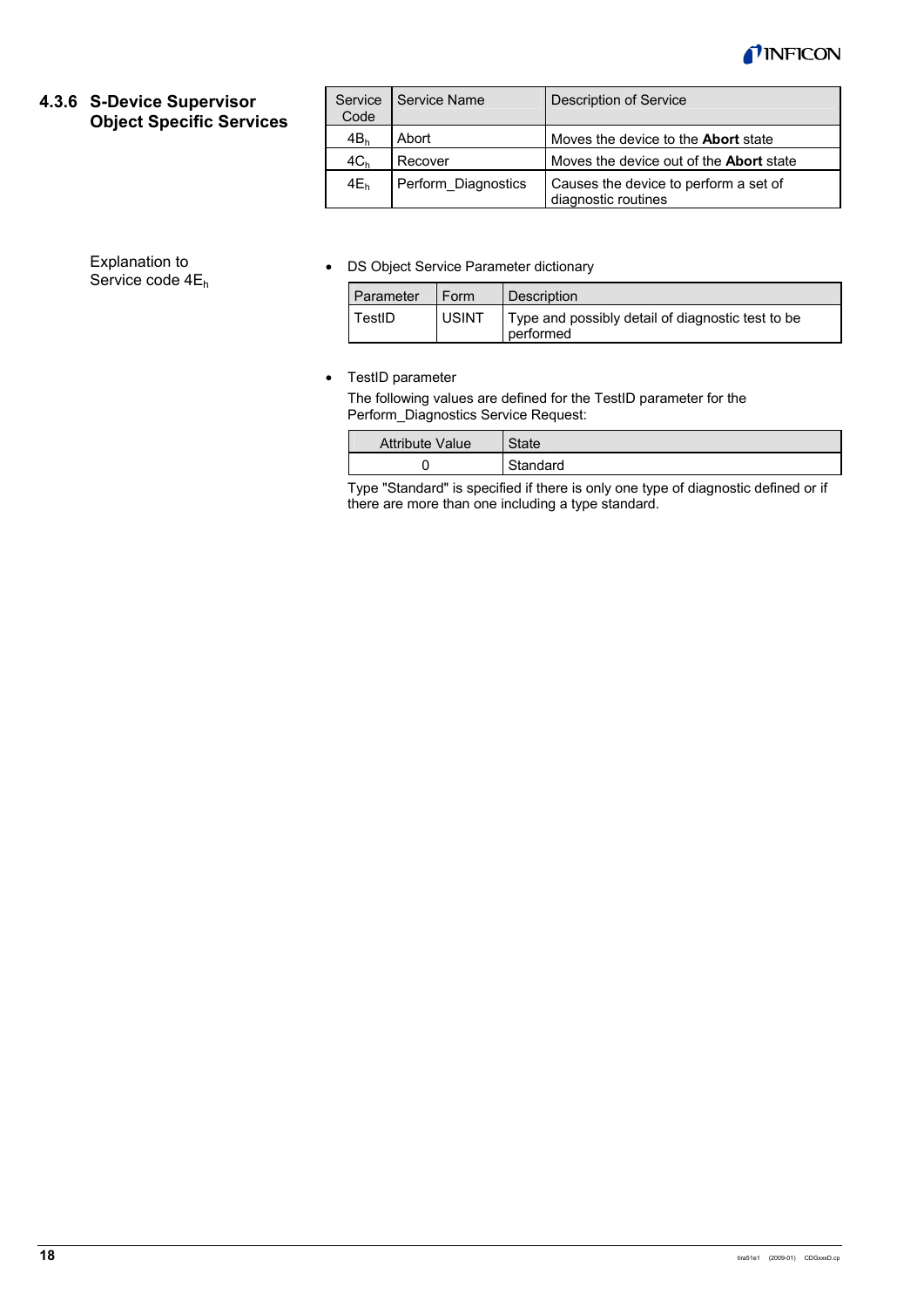### 4.3.6 S-Device Supervisor Object Specific Services

| Service Code | Service Name | Description of Service |
|---|---|---|
| $4B_h$ | Abort | Moves the device to the **Abort** state |
| $4C_h$ | Recover | Moves the device out of the **Abort** state |
| $4E_h$ | Perform_Diagnostics | Causes the device to perform a set of diagnostic routines |

Explanation to Service code $4E_h$

- DS Object Service Parameter dictionary

| Parameter | Form | Description |
|---|---|---|
| TestID | USINT | Type and possibly detail of diagnostic test to be performed |

- TestID parameter

  The following values are defined for the TestID parameter for the Perform_Diagnostics Service Request:

| Attribute Value | State |
|---|---|
| 0 | Standard |

Type "Standard" is specified if there is only one type of diagnostic defined or if there are more than one including a type standard.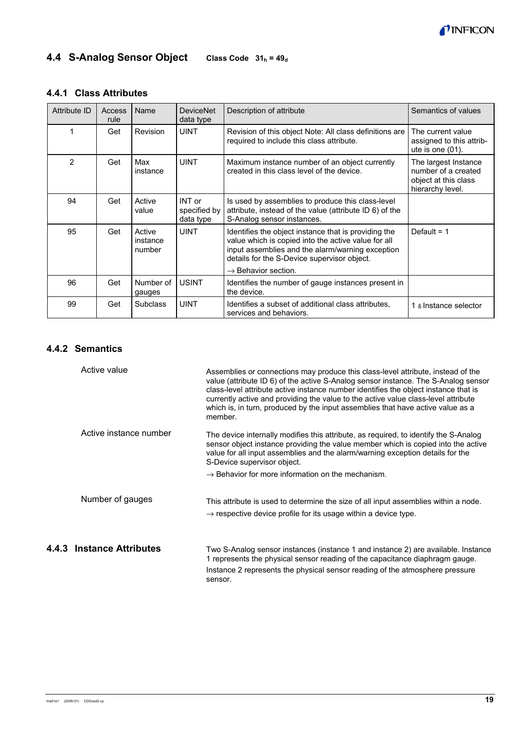## 4.4 S-Analog Sensor Object    Class Code $31_h = 49_d$

### 4.4.1 Class Attributes

| Attribute ID | Access rule | Name | DeviceNet data type | Description of attribute | Semantics of values |
|---|---|---|---|---|---|
| 1 | Get | Revision | UINT | Revision of this object Note: All class definitions are required to include this class attribute. | The current value assigned to this attribute is one (01). |
| 2 | Get | Max instance | UINT | Maximum instance number of an object currently created in this class level of the device. | The largest Instance number of a created object at this class hierarchy level. |
| 94 | Get | Active value | INT or specified by data type | Is used by assemblies to produce this class-level attribute, instead of the value (attribute ID 6) of the S-Analog sensor instances. | |
| 95 | Get | Active instance number | UINT | Identifies the object instance that is providing the value which is copied into the active value for all input assemblies and the alarm/warning exception details for the S-Device supervisor object. → Behavior section. | Default = 1 |
| 96 | Get | Number of gauges | USINT | Identifies the number of gauge instances present in the device. | |
| 99 | Get | Subclass | UINT | Identifies a subset of additional class attributes, services and behaviors. | 1 ≙ Instance selector |

### 4.4.2 Semantics

**Active value**

Assemblies or connections may produce this class-level attribute, instead of the value (attribute ID 6) of the active S-Analog sensor instance. The S-Analog sensor class-level attribute active instance number identifies the object instance that is currently active and providing the value to the active value class-level attribute which is, in turn, produced by the input assemblies that have active value as a member.

**Active instance number**

The device internally modifies this attribute, as required, to identify the S-Analog sensor object instance providing the value member which is copied into the active value for all input assemblies and the alarm/warning exception details for the S-Device supervisor object.

→ Behavior for more information on the mechanism.

**Number of gauges**

This attribute is used to determine the size of all input assemblies within a node.

→ respective device profile for its usage within a device type.

### 4.4.3 Instance Attributes

Two S-Analog sensor instances (instance 1 and instance 2) are available. Instance 1 represents the physical sensor reading of the capacitance diaphragm gauge.

Instance 2 represents the physical sensor reading of the atmosphere pressure sensor.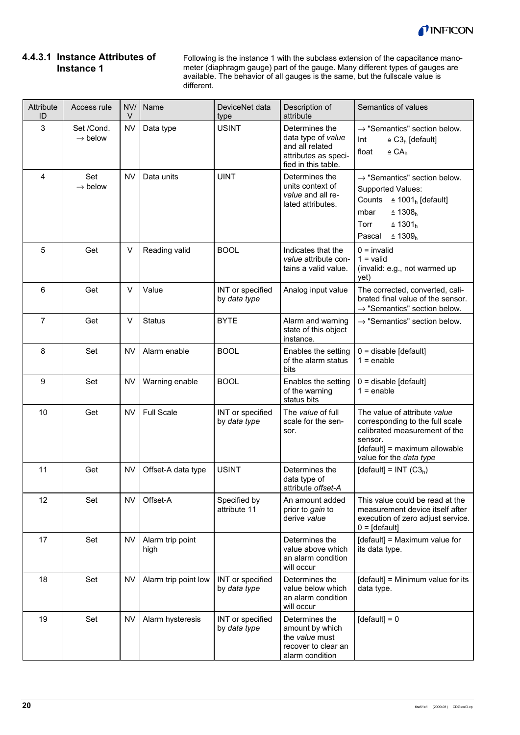#### 4.4.3.1 Instance Attributes of Instance 1

Following is the instance 1 with the subclass extension of the capacitance manometer (diaphragm gauge) part of the gauge. Many different types of gauges are available. The behavior of all gauges is the same, but the fullscale value is different.

| Attribute ID | Access rule | NV/ V | Name | DeviceNet data type | Description of attribute | Semantics of values |
|---|---|---|---|---|---|---|
| 3 | Set /Cond. → below | NV | Data type | USINT | Determines the data type of *value* and all related attributes as specified in this table. | → "Semantics" section below.<br>Int ≙ $C3_h$ [default]<br>float ≙ $CA_h$ |
| 4 | Set → below | NV | Data units | UINT | Determines the units context of *value* and all related attributes. | → "Semantics" section below.<br>Supported Values:<br>Counts ≙ $1001_h$ [default]<br>mbar ≙ $1308_h$<br>Torr ≙ $1301_h$<br>Pascal ≙ $1309_h$ |
| 5 | Get | V | Reading valid | BOOL | Indicates that the *value* attribute contains a valid value. | 0 = invalid<br>1 = valid<br>(invalid: e.g., not warmed up yet) |
| 6 | Get | V | Value | INT or specified by *data type* | Analog input value | The corrected, converted, calibrated final value of the sensor. → "Semantics" section below. |
| 7 | Get | V | Status | BYTE | Alarm and warning state of this object instance. | → "Semantics" section below. |
| 8 | Set | NV | Alarm enable | BOOL | Enables the setting of the alarm status bits | 0 = disable [default]<br>1 = enable |
| 9 | Set | NV | Warning enable | BOOL | Enables the setting of the warning status bits | 0 = disable [default]<br>1 = enable |
| 10 | Get | NV | Full Scale | INT or specified by *data type* | The *value* of full scale for the sensor. | The value of attribute *value* corresponding to the full scale calibrated measurement of the sensor.<br>[default] = maximum allowable value for the *data type* |
| 11 | Get | NV | Offset-A data type | USINT | Determines the data type of attribute *offset-A* | [default] = INT ($C3_h$) |
| 12 | Set | NV | Offset-A | Specified by attribute 11 | An amount added prior to *gain* to derive *value* | This value could be read at the measurement device itself after execution of zero adjust service.<br>0 = [default] |
| 17 | Set | NV | Alarm trip point high | | Determines the value above which an alarm condition will occur | [default] = Maximum value for its data type. |
| 18 | Set | NV | Alarm trip point low | INT or specified by *data type* | Determines the value below which an alarm condition will occur | [default] = Minimum value for its data type. |
| 19 | Set | NV | Alarm hysteresis | INT or specified by *data type* | Determines the amount by which the *value* must recover to clear an alarm condition | [default] = 0 |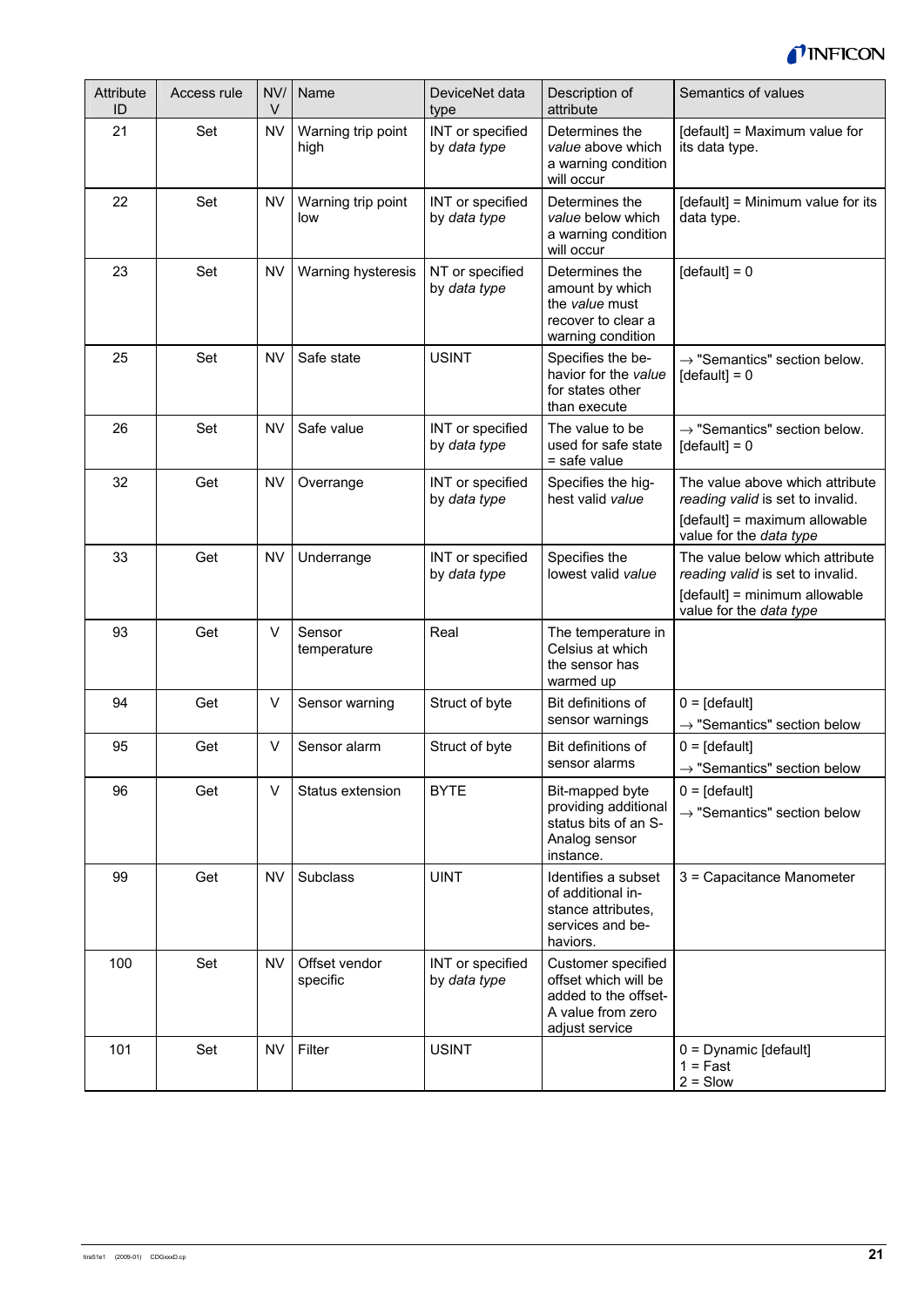| Attribute ID | Access rule | NV/ V | Name | DeviceNet data type | Description of attribute | Semantics of values |
|---|---|---|---|---|---|---|
| 21 | Set | NV | Warning trip point high | INT or specified by *data type* | Determines the *value* above which a warning condition will occur | [default] = Maximum value for its data type. |
| 22 | Set | NV | Warning trip point low | INT or specified by *data type* | Determines the *value* below which a warning condition will occur | [default] = Minimum value for its data type. |
| 23 | Set | NV | Warning hysteresis | NT or specified by *data type* | Determines the amount by which the *value* must recover to clear a warning condition | [default] = 0 |
| 25 | Set | NV | Safe state | USINT | Specifies the behavior for the *value* for states other than execute | → "Semantics" section below. [default] = 0 |
| 26 | Set | NV | Safe value | INT or specified by *data type* | The value to be used for safe state = safe value | → "Semantics" section below. [default] = 0 |
| 32 | Get | NV | Overrange | INT or specified by *data type* | Specifies the highest valid *value* | The value above which attribute *reading valid* is set to invalid. [default] = maximum allowable value for the *data type* |
| 33 | Get | NV | Underrange | INT or specified by *data type* | Specifies the lowest valid *value* | The value below which attribute *reading valid* is set to invalid. [default] = minimum allowable value for the *data type* |
| 93 | Get | V | Sensor temperature | Real | The temperature in Celsius at which the sensor has warmed up | |
| 94 | Get | V | Sensor warning | Struct of byte | Bit definitions of sensor warnings | 0 = [default] → "Semantics" section below |
| 95 | Get | V | Sensor alarm | Struct of byte | Bit definitions of sensor alarms | 0 = [default] → "Semantics" section below |
| 96 | Get | V | Status extension | BYTE | Bit-mapped byte providing additional status bits of an S-Analog sensor instance. | 0 = [default] → "Semantics" section below |
| 99 | Get | NV | Subclass | UINT | Identifies a subset of additional instance attributes, services and behaviors. | 3 = Capacitance Manometer |
| 100 | Set | NV | Offset vendor specific | INT or specified by *data type* | Customer specified offset which will be added to the offset-A value from zero adjust service | |
| 101 | Set | NV | Filter | USINT | | 0 = Dynamic [default] 1 = Fast 2 = Slow |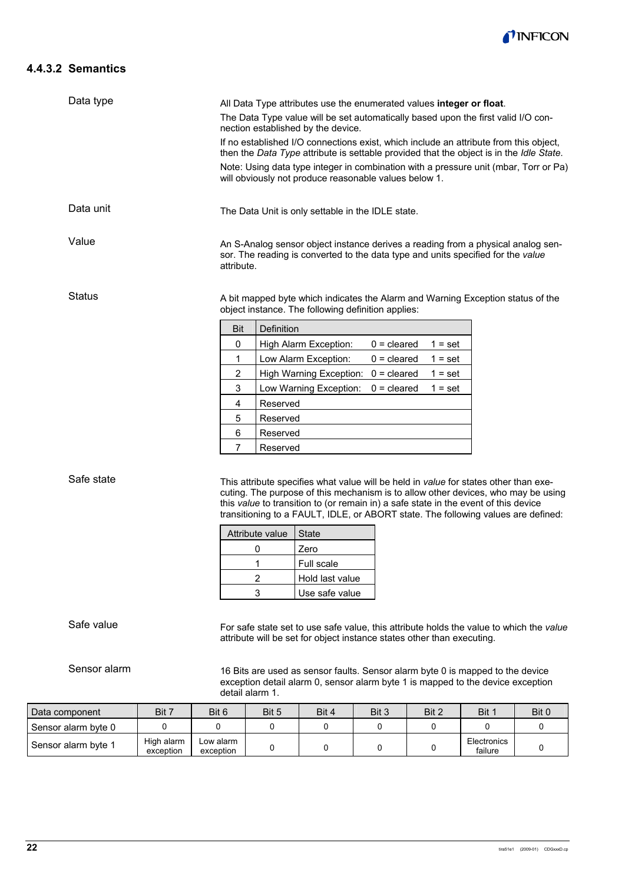### 4.4.3.2 Semantics

**Data type**

All Data Type attributes use the enumerated values **integer or float**.

The Data Type value will be set automatically based upon the first valid I/O connection established by the device.

If no established I/O connections exist, which include an attribute from this object, then the *Data Type* attribute is settable provided that the object is in the *Idle State*.

Note: Using data type integer in combination with a pressure unit (mbar, Torr or Pa) will obviously not produce reasonable values below 1.

**Data unit**

The Data Unit is only settable in the IDLE state.

**Value**

An S-Analog sensor object instance derives a reading from a physical analog sensor. The reading is converted to the data type and units specified for the *value* attribute.

**Status**

A bit mapped byte which indicates the Alarm and Warning Exception status of the object instance. The following definition applies:

| Bit | Definition | | |
|---|---|---|---|
| 0 | High Alarm Exception: | 0 = cleared | 1 = set |
| 1 | Low Alarm Exception: | 0 = cleared | 1 = set |
| 2 | High Warning Exception: | 0 = cleared | 1 = set |
| 3 | Low Warning Exception: | 0 = cleared | 1 = set |
| 4 | Reserved | | |
| 5 | Reserved | | |
| 6 | Reserved | | |
| 7 | Reserved | | |

**Safe state**

This attribute specifies what value will be held in *value* for states other than executing. The purpose of this mechanism is to allow other devices, who may be using this *value* to transition to (or remain in) a safe state in the event of this device transitioning to a FAULT, IDLE, or ABORT state. The following values are defined:

| Attribute value | State |
|---|---|
| 0 | Zero |
| 1 | Full scale |
| 2 | Hold last value |
| 3 | Use safe value |

**Safe value**

For safe state set to use safe value, this attribute holds the value to which the *value* attribute will be set for object instance states other than executing.

**Sensor alarm**

16 Bits are used as sensor faults. Sensor alarm byte 0 is mapped to the device exception detail alarm 0, sensor alarm byte 1 is mapped to the device exception detail alarm 1.

| Data component | Bit 7 | Bit 6 | Bit 5 | Bit 4 | Bit 3 | Bit 2 | Bit 1 | Bit 0 |
|---|---|---|---|---|---|---|---|---|
| Sensor alarm byte 0 | 0 | 0 | 0 | 0 | 0 | 0 | 0 | 0 |
| Sensor alarm byte 1 | High alarm exception | Low alarm exception | 0 | 0 | 0 | 0 | Electronics failure | 0 |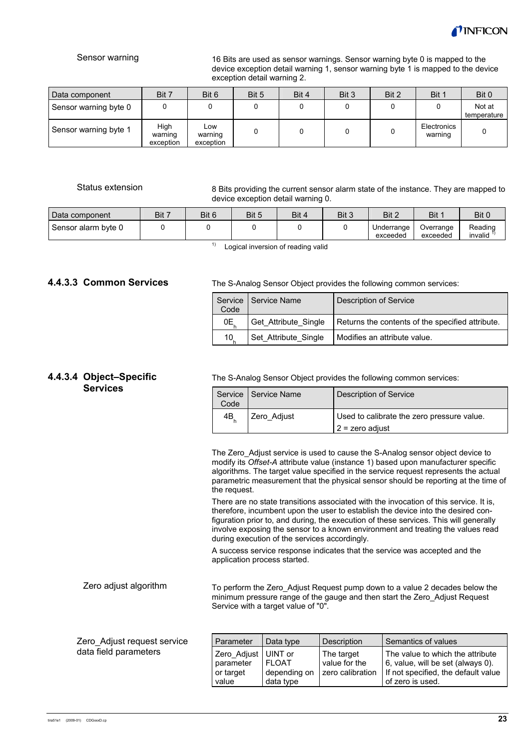Sensor warning

16 Bits are used as sensor warnings. Sensor warning byte 0 is mapped to the device exception detail warning 1, sensor warning byte 1 is mapped to the device exception detail warning 2.

| Data component | Bit 7 | Bit 6 | Bit 5 | Bit 4 | Bit 3 | Bit 2 | Bit 1 | Bit 0 |
|---|---|---|---|---|---|---|---|---|
| Sensor warning byte 0 | 0 | 0 | 0 | 0 | 0 | 0 | 0 | Not at temperature |
| Sensor warning byte 1 | High warning exception | Low warning exception | 0 | 0 | 0 | 0 | Electronics warning | 0 |

Status extension

8 Bits providing the current sensor alarm state of the instance. They are mapped to device exception detail warning 0.

| Data component | Bit 7 | Bit 6 | Bit 5 | Bit 4 | Bit 3 | Bit 2 | Bit 1 | Bit 0 |
|---|---|---|---|---|---|---|---|---|
| Sensor alarm byte 0 | 0 | 0 | 0 | 0 | 0 | Underrange exceeded | Overrange exceeded | Reading invalid [1] |

[1] Logical inversion of reading valid

### 4.4.3.3 Common Services

The S-Analog Sensor Object provides the following common services:

| Service Code | Service Name | Description of Service |
|---|---|---|
| $0E_h$ | Get_Attribute_Single | Returns the contents of the specified attribute. |
| $10_h$ | Set_Attribute_Single | Modifies an attribute value. |

### 4.4.3.4 Object–Specific Services

The S-Analog Sensor Object provides the following common services:

| Service Code | Service Name | Description of Service |
|---|---|---|
| $4B_h$ | Zero_Adjust | Used to calibrate the zero pressure value.<br>2 = zero adjust |

The Zero_Adjust service is used to cause the S-Analog sensor object device to modify its *Offset-A* attribute value (instance 1) based upon manufacturer specific algorithms. The target value specified in the service request represents the actual parametric measurement that the physical sensor should be reporting at the time of the request.

There are no state transitions associated with the invocation of this service. It is, therefore, incumbent upon the user to establish the device into the desired configuration prior to, and during, the execution of these services. This will generally involve exposing the sensor to a known environment and treating the values read during execution of the services accordingly.

A success service response indicates that the service was accepted and the application process started.

Zero adjust algorithm

To perform the Zero_Adjust Request pump down to a value 2 decades below the minimum pressure range of the gauge and then start the Zero_Adjust Request Service with a target value of "0".

Zero_Adjust request service data field parameters

| Parameter | Data type | Description | Semantics of values |
|---|---|---|---|
| Zero_Adjust parameter or target value | UINT or FLOAT depending on data type | The target value for the zero calibration | The value to which the attribute 6, value, will be set (always 0). If not specified, the default value of zero is used. |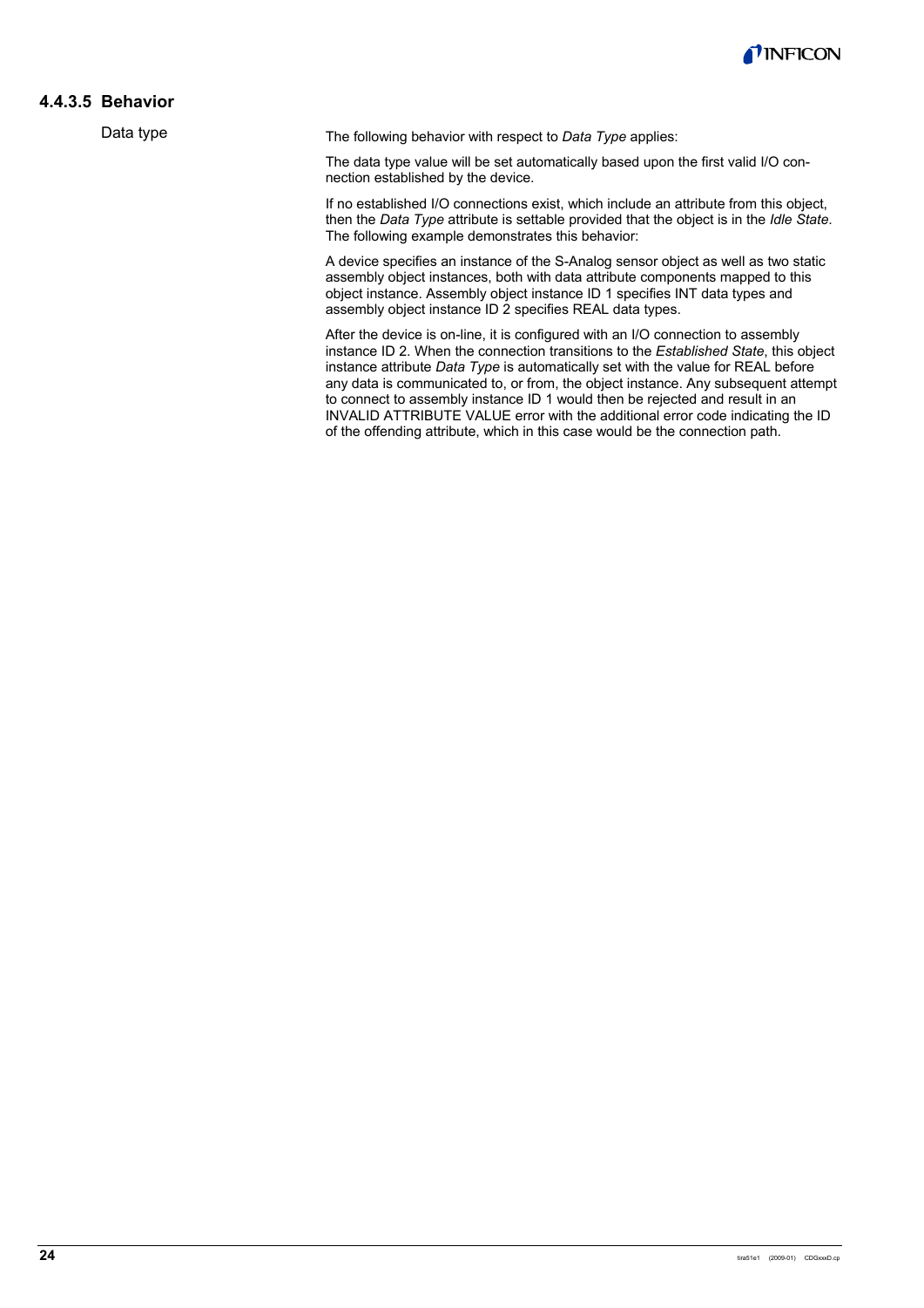#### 4.4.3.5 Behavior

Data type

The following behavior with respect to *Data Type* applies:

The data type value will be set automatically based upon the first valid I/O connection established by the device.

If no established I/O connections exist, which include an attribute from this object, then the *Data Type* attribute is settable provided that the object is in the *Idle State*. The following example demonstrates this behavior:

A device specifies an instance of the S-Analog sensor object as well as two static assembly object instances, both with data attribute components mapped to this object instance. Assembly object instance ID 1 specifies INT data types and assembly object instance ID 2 specifies REAL data types.

After the device is on-line, it is configured with an I/O connection to assembly instance ID 2. When the connection transitions to the *Established State*, this object instance attribute *Data Type* is automatically set with the value for REAL before any data is communicated to, or from, the object instance. Any subsequent attempt to connect to assembly instance ID 1 would then be rejected and result in an INVALID ATTRIBUTE VALUE error with the additional error code indicating the ID of the offending attribute, which in this case would be the connection path.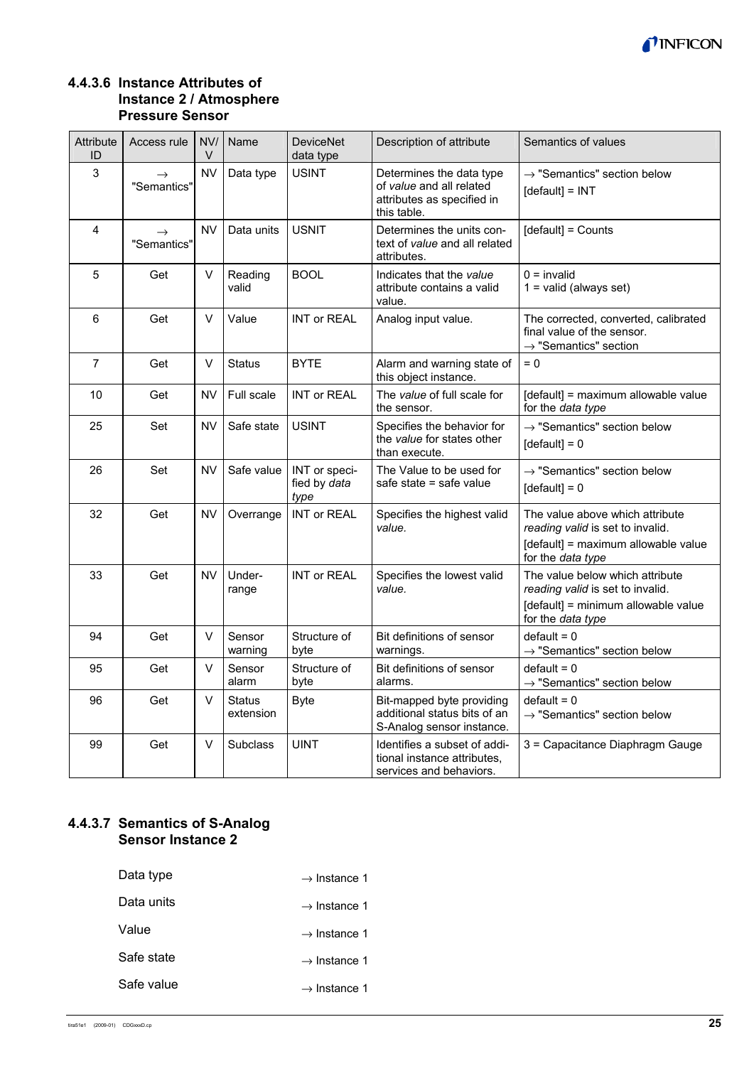#### 4.4.3.6 Instance Attributes of Instance 2 / Atmosphere Pressure Sensor

| Attribute ID | Access rule | NV/ V | Name | DeviceNet data type | Description of attribute | Semantics of values |
|---|---|---|---|---|---|---|
| 3 | → "Semantics" | NV | Data type | USINT | Determines the data type of *value* and all related attributes as specified in this table. | → "Semantics" section below<br>[default] = INT |
| 4 | → "Semantics" | NV | Data units | USNIT | Determines the units context of *value* and all related attributes. | [default] = Counts |
| 5 | Get | V | Reading valid | BOOL | Indicates that the *value* attribute contains a valid value. | 0 = invalid<br>1 = valid (always set) |
| 6 | Get | V | Value | INT or REAL | Analog input value. | The corrected, converted, calibrated final value of the sensor.<br>→ "Semantics" section |
| 7 | Get | V | Status | BYTE | Alarm and warning state of this object instance. | = 0 |
| 10 | Get | NV | Full scale | INT or REAL | The *value* of full scale for the sensor. | [default] = maximum allowable value for the *data type* |
| 25 | Set | NV | Safe state | USINT | Specifies the behavior for the *value* for states other than execute. | → "Semantics" section below<br>[default] = 0 |
| 26 | Set | NV | Safe value | INT or specified by *data type* | The Value to be used for safe state = safe value | → "Semantics" section below<br>[default] = 0 |
| 32 | Get | NV | Overrange | INT or REAL | Specifies the highest valid *value.* | The value above which attribute *reading valid* is set to invalid.<br>[default] = maximum allowable value for the *data type* |
| 33 | Get | NV | Under-range | INT or REAL | Specifies the lowest valid *value.* | The value below which attribute *reading valid* is set to invalid.<br>[default] = minimum allowable value for the *data type* |
| 94 | Get | V | Sensor warning | Structure of byte | Bit definitions of sensor warnings. | default = 0<br>→ "Semantics" section below |
| 95 | Get | V | Sensor alarm | Structure of byte | Bit definitions of sensor alarms. | default = 0<br>→ "Semantics" section below |
| 96 | Get | V | Status extension | Byte | Bit-mapped byte providing additional status bits of an S-Analog sensor instance. | default = 0<br>→ "Semantics" section below |
| 99 | Get | V | Subclass | UINT | Identifies a subset of additional instance attributes, services and behaviors. | 3 = Capacitance Diaphragm Gauge |

#### 4.4.3.7 Semantics of S-Analog Sensor Instance 2

| | |
|---|---|
| Data type | → Instance 1 |
| Data units | → Instance 1 |
| Value | → Instance 1 |
| Safe state | → Instance 1 |
| Safe value | → Instance 1 |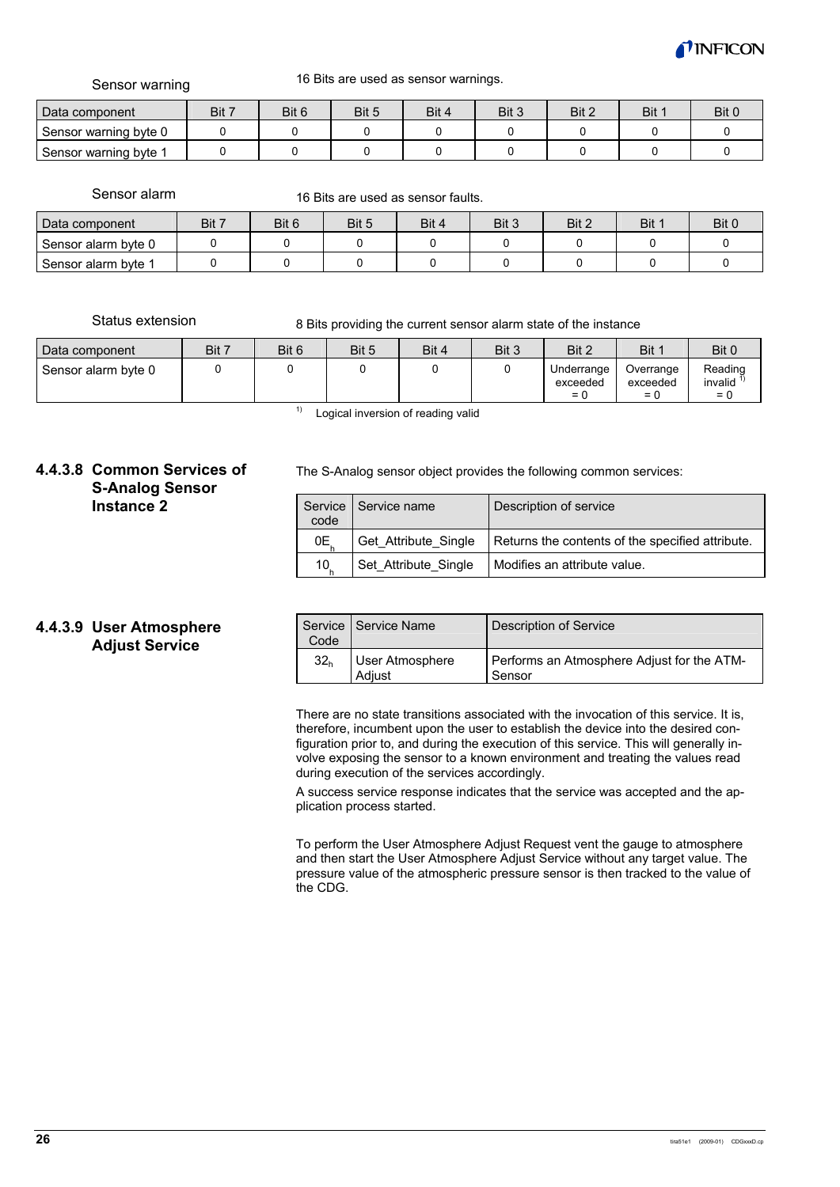Sensor warning

16 Bits are used as sensor warnings.

| Data component | Bit 7 | Bit 6 | Bit 5 | Bit 4 | Bit 3 | Bit 2 | Bit 1 | Bit 0 |
|---|---|---|---|---|---|---|---|---|
| Sensor warning byte 0 | 0 | 0 | 0 | 0 | 0 | 0 | 0 | 0 |
| Sensor warning byte 1 | 0 | 0 | 0 | 0 | 0 | 0 | 0 | 0 |

Sensor alarm

16 Bits are used as sensor faults.

| Data component | Bit 7 | Bit 6 | Bit 5 | Bit 4 | Bit 3 | Bit 2 | Bit 1 | Bit 0 |
|---|---|---|---|---|---|---|---|---|
| Sensor alarm byte 0 | 0 | 0 | 0 | 0 | 0 | 0 | 0 | 0 |
| Sensor alarm byte 1 | 0 | 0 | 0 | 0 | 0 | 0 | 0 | 0 |

Status extension

8 Bits providing the current sensor alarm state of the instance

| Data component | Bit 7 | Bit 6 | Bit 5 | Bit 4 | Bit 3 | Bit 2 | Bit 1 | Bit 0 |
|---|---|---|---|---|---|---|---|---|
| Sensor alarm byte 0 | 0 | 0 | 0 | 0 | 0 | Underrange exceeded = 0 | Overrange exceeded = 0 | Reading invalid [1] = 0 |

[1] Logical inversion of reading valid

### 4.4.3.8 Common Services of S-Analog Sensor Instance 2

The S-Analog sensor object provides the following common services:

| Service code | Service name | Description of service |
|---|---|---|
| $0E_h$ | Get_Attribute_Single | Returns the contents of the specified attribute. |
| $10_h$ | Set_Attribute_Single | Modifies an attribute value. |

### 4.4.3.9 User Atmosphere Adjust Service

| Service Code | Service Name | Description of Service |
|---|---|---|
| $32_h$ | User Atmosphere Adjust | Performs an Atmosphere Adjust for the ATM-Sensor |

There are no state transitions associated with the invocation of this service. It is, therefore, incumbent upon the user to establish the device into the desired configuration prior to, and during the execution of this service. This will generally involve exposing the sensor to a known environment and treating the values read during execution of the services accordingly.

A success service response indicates that the service was accepted and the application process started.

To perform the User Atmosphere Adjust Request vent the gauge to atmosphere and then start the User Atmosphere Adjust Service without any target value. The pressure value of the atmospheric pressure sensor is then tracked to the value of the CDG.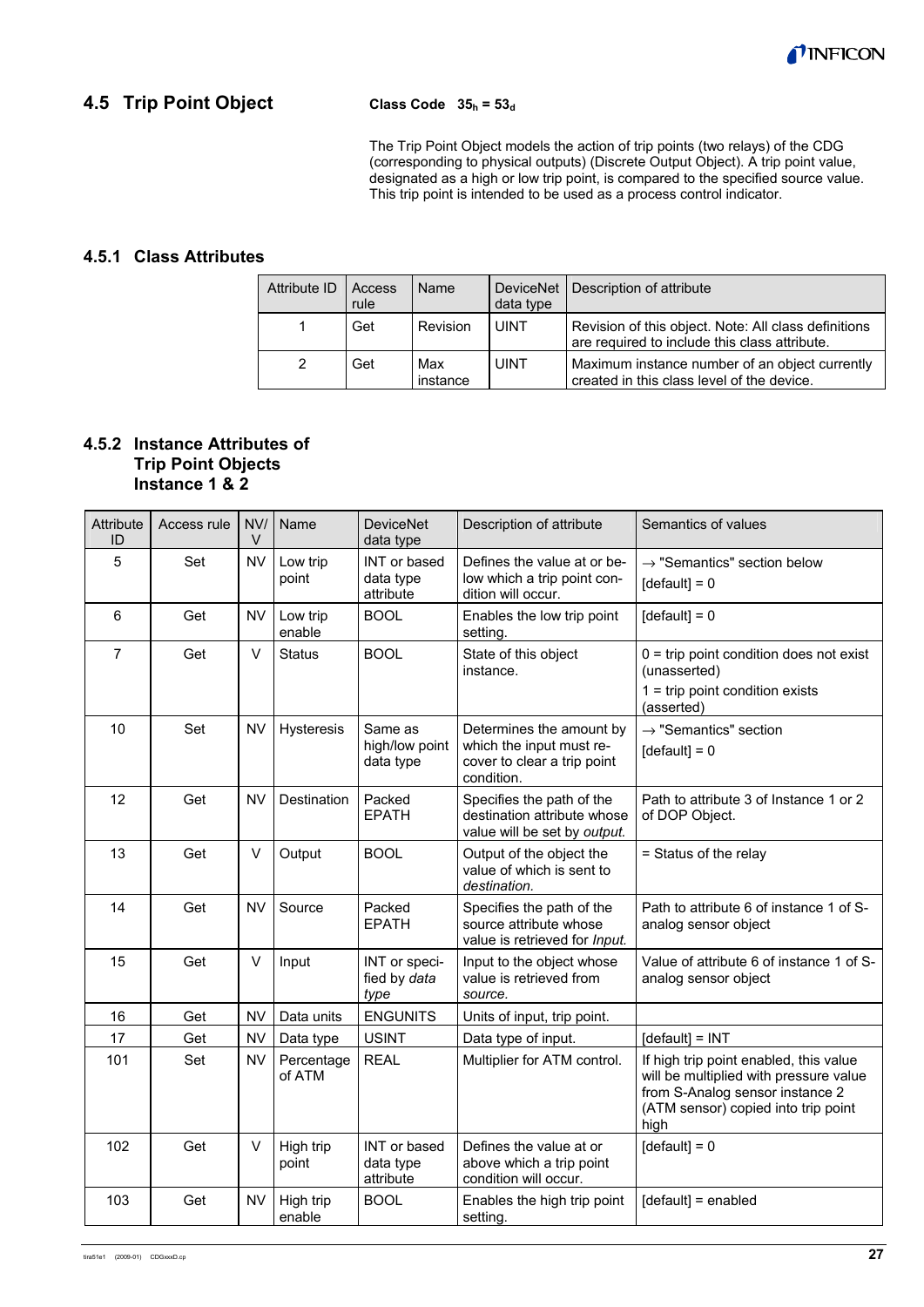## 4.5 Trip Point Object

**Class Code $35_h = 53_d$**

The Trip Point Object models the action of trip points (two relays) of the CDG (corresponding to physical outputs) (Discrete Output Object). A trip point value, designated as a high or low trip point, is compared to the specified source value. This trip point is intended to be used as a process control indicator.

### 4.5.1 Class Attributes

| Attribute ID | Access rule | Name | DeviceNet data type | Description of attribute |
|---|---|---|---|---|
| 1 | Get | Revision | UINT | Revision of this object. Note: All class definitions are required to include this class attribute. |
| 2 | Get | Max instance | UINT | Maximum instance number of an object currently created in this class level of the device. |

### 4.5.2 Instance Attributes of Trip Point Objects Instance 1 & 2

| Attribute ID | Access rule | NV/V | Name | DeviceNet data type | Description of attribute | Semantics of values |
|---|---|---|---|---|---|---|
| 5 | Set | NV | Low trip point | INT or based data type attribute | Defines the value at or below which a trip point condition will occur. | → "Semantics" section below<br>[default] = 0 |
| 6 | Get | NV | Low trip enable | BOOL | Enables the low trip point setting. | [default] = 0 |
| 7 | Get | V | Status | BOOL | State of this object instance. | 0 = trip point condition does not exist (unasserted)<br>1 = trip point condition exists (asserted) |
| 10 | Set | NV | Hysteresis | Same as high/low point data type | Determines the amount by which the input must recover to clear a trip point condition. | → "Semantics" section<br>[default] = 0 |
| 12 | Get | NV | Destination | Packed EPATH | Specifies the path of the destination attribute whose value will be set by *output.* | Path to attribute 3 of Instance 1 or 2 of DOP Object. |
| 13 | Get | V | Output | BOOL | Output of the object the value of which is sent to *destination.* | = Status of the relay |
| 14 | Get | NV | Source | Packed EPATH | Specifies the path of the source attribute whose value is retrieved for *Input.* | Path to attribute 6 of instance 1 of S-analog sensor object |
| 15 | Get | V | Input | INT or specified by *data type* | Input to the object whose value is retrieved from *source.* | Value of attribute 6 of instance 1 of S-analog sensor object |
| 16 | Get | NV | Data units | ENGUNITS | Units of input, trip point. | |
| 17 | Get | NV | Data type | USINT | Data type of input. | [default] = INT |
| 101 | Set | NV | Percentage of ATM | REAL | Multiplier for ATM control. | If high trip point enabled, this value will be multiplied with pressure value from S-Analog sensor instance 2 (ATM sensor) copied into trip point high |
| 102 | Get | V | High trip point | INT or based data type attribute | Defines the value at or above which a trip point condition will occur. | [default] = 0 |
| 103 | Get | NV | High trip enable | BOOL | Enables the high trip point setting. | [default] = enabled |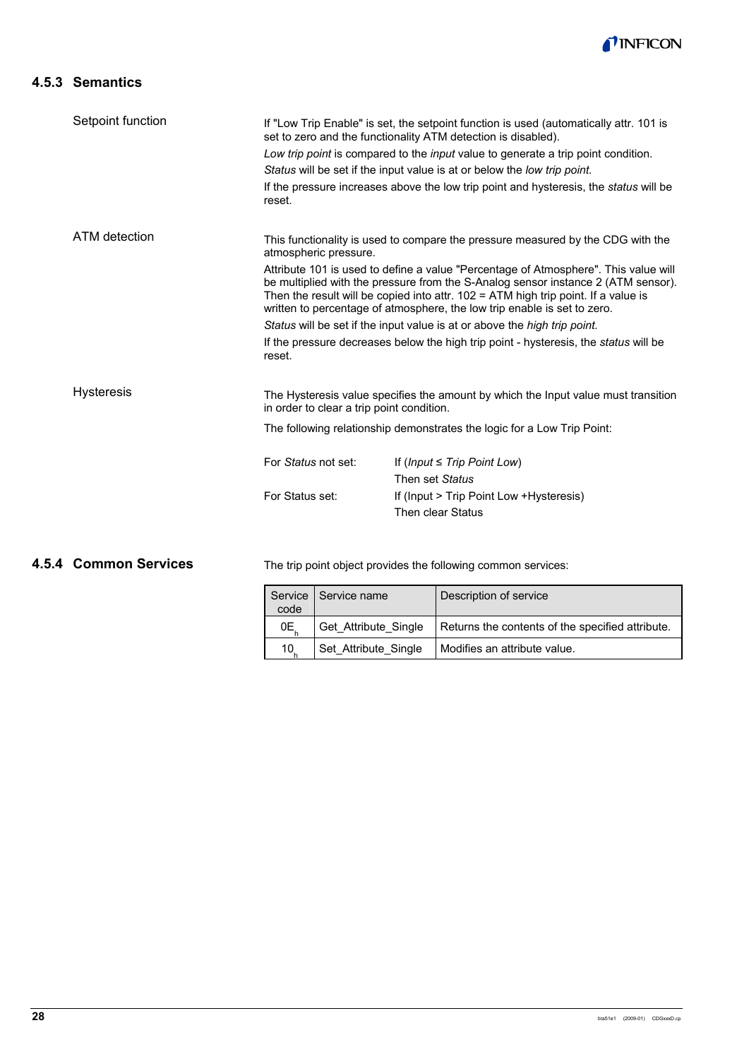### 4.5.3 Semantics

**Setpoint function**

If "Low Trip Enable" is set, the setpoint function is used (automatically attr. 101 is set to zero and the functionality ATM detection is disabled).

*Low trip point* is compared to the *input* value to generate a trip point condition.

*Status* will be set if the input value is at or below the *low trip point.*

If the pressure increases above the low trip point and hysteresis, the *status* will be reset.

**ATM detection**

This functionality is used to compare the pressure measured by the CDG with the atmospheric pressure.

Attribute 101 is used to define a value "Percentage of Atmosphere". This value will be multiplied with the pressure from the S-Analog sensor instance 2 (ATM sensor). Then the result will be copied into attr. 102 = ATM high trip point. If a value is written to percentage of atmosphere, the low trip enable is set to zero.

*Status* will be set if the input value is at or above the *high trip point.*

If the pressure decreases below the high trip point - hysteresis, the *status* will be reset.

**Hysteresis**

The Hysteresis value specifies the amount by which the Input value must transition in order to clear a trip point condition.

The following relationship demonstrates the logic for a Low Trip Point:

| | |
|---|---|
| For *Status* not set: | If (*Input* ≤ *Trip Point Low*) <br> Then set *Status* |
| For Status set: | If (Input > Trip Point Low +Hysteresis) <br> Then clear Status |

### 4.5.4 Common Services

The trip point object provides the following common services:

| Service code | Service name | Description of service |
|---|---|---|
| $0E_h$ | Get_Attribute_Single | Returns the contents of the specified attribute. |
| $10_h$ | Set_Attribute_Single | Modifies an attribute value. |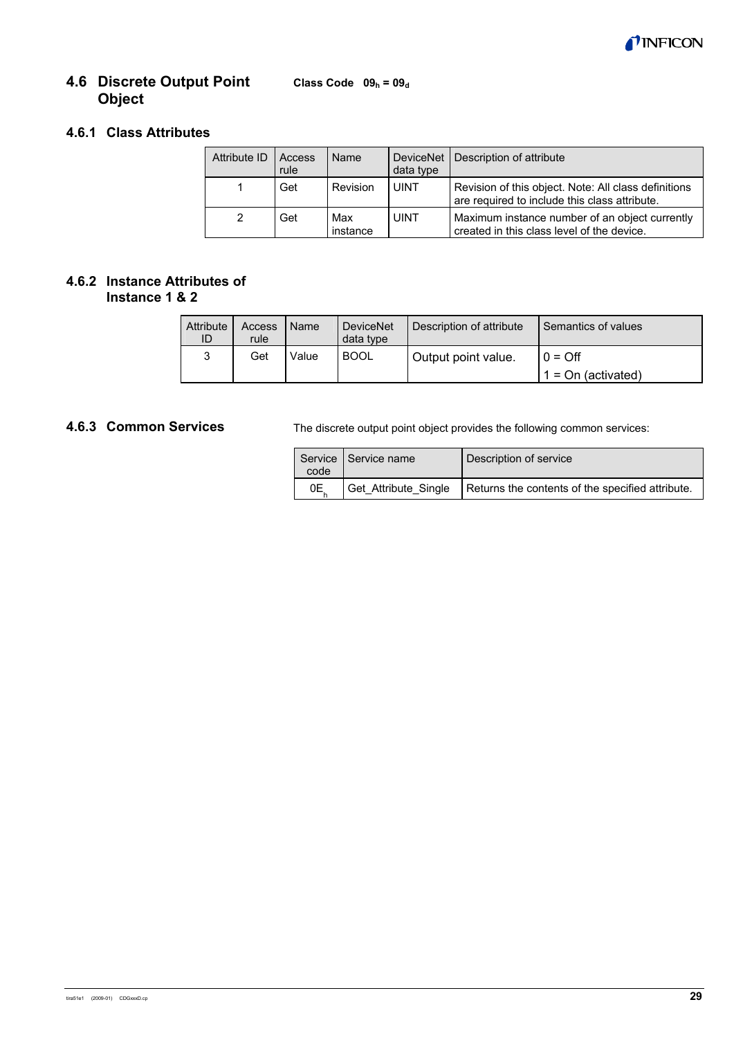## 4.6 Discrete Output Point Object

**Class Code** $09_h = 09_d$

### 4.6.1 Class Attributes

| Attribute ID | Access rule | Name | DeviceNet data type | Description of attribute |
|---|---|---|---|---|
| 1 | Get | Revision | UINT | Revision of this object. Note: All class definitions are required to include this class attribute. |
| 2 | Get | Max instance | UINT | Maximum instance number of an object currently created in this class level of the device. |

### 4.6.2 Instance Attributes of Instance 1 & 2

| Attribute ID | Access rule | Name | DeviceNet data type | Description of attribute | Semantics of values |
|---|---|---|---|---|---|
| 3 | Get | Value | BOOL | Output point value. | 0 = Off<br>1 = On (activated) |

### 4.6.3 Common Services

The discrete output point object provides the following common services:

| Service code | Service name | Description of service |
|---|---|---|
| $0E_h$ | Get_Attribute_Single | Returns the contents of the specified attribute. |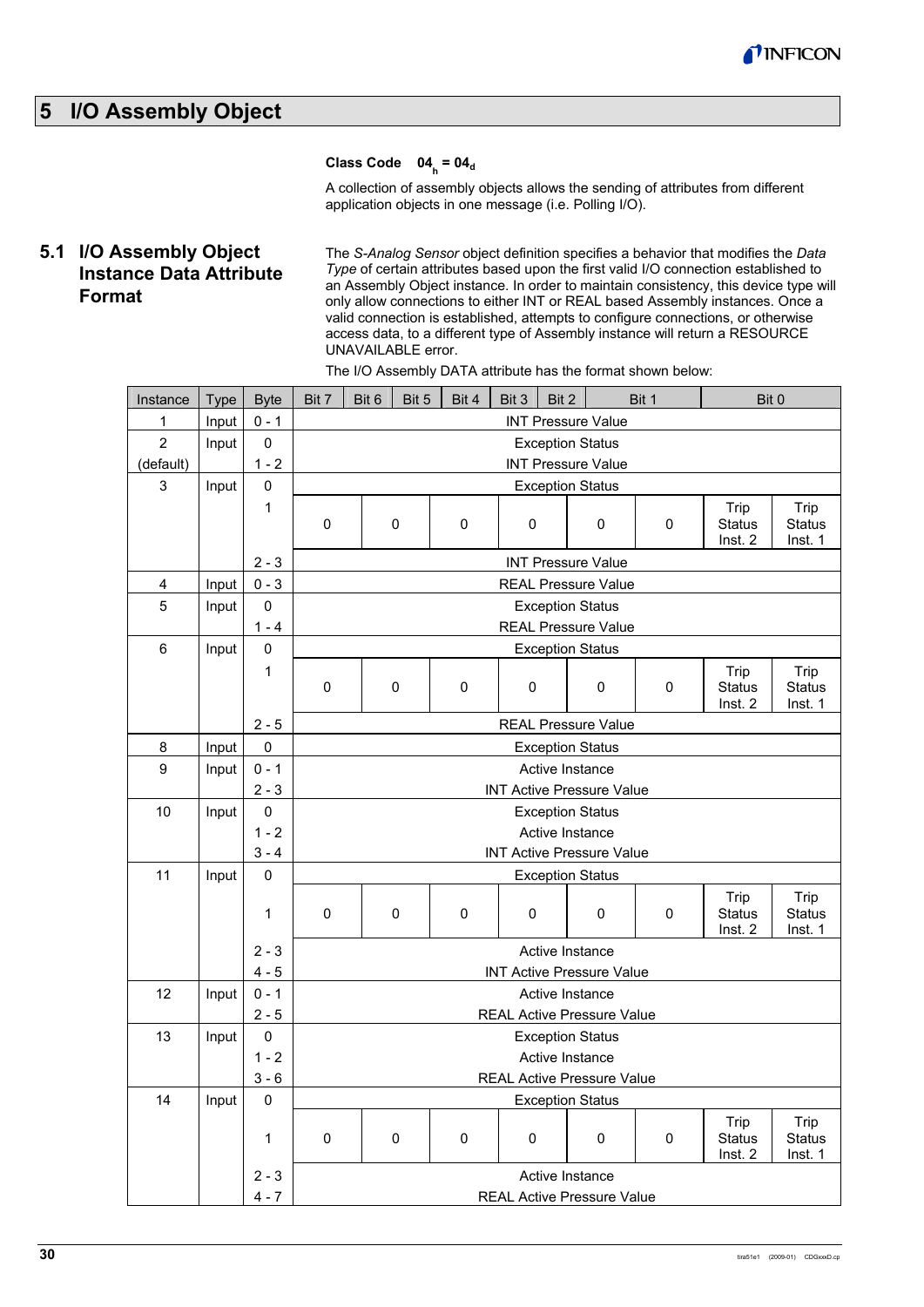# 5 I/O Assembly Object

**Class Code** $04_h = 04_d$

A collection of assembly objects allows the sending of attributes from different application objects in one message (i.e. Polling I/O).

## 5.1 I/O Assembly Object Instance Data Attribute Format

The *S-Analog Sensor* object definition specifies a behavior that modifies the *Data Type* of certain attributes based upon the first valid I/O connection established to an Assembly Object instance. In order to maintain consistency, this device type will only allow connections to either INT or REAL based Assembly instances. Once a valid connection is established, attempts to configure connections, or otherwise access data, to a different type of Assembly instance will return a RESOURCE UNAVAILABLE error.

The I/O Assembly DATA attribute has the format shown below:

| Instance | Type | Byte | Bit 7 | Bit 6 | Bit 5 | Bit 4 | Bit 3 | Bit 2 | Bit 1 | Bit 0 |
|---|---|---|---|---|---|---|---|---|---|---|
| 1 | Input | 0 - 1 | INT Pressure Value | | | | | | | |
| 2 (default) | Input | 0 | Exception Status | | | | | | | |
| | | 1 - 2 | INT Pressure Value | | | | | | | |
| 3 | Input | 0 | Exception Status | | | | | | | |
| | | 1 | 0 | 0 | 0 | 0 | 0 | 0 | Trip Status Inst. 2 | Trip Status Inst. 1 |
| | | 2 - 3 | INT Pressure Value | | | | | | | |
| 4 | Input | 0 - 3 | REAL Pressure Value | | | | | | | |
| 5 | Input | 0 | Exception Status | | | | | | | |
| | | 1 - 4 | REAL Pressure Value | | | | | | | |
| 6 | Input | 0 | Exception Status | | | | | | | |
| | | 1 | 0 | 0 | 0 | 0 | 0 | 0 | Trip Status Inst. 2 | Trip Status Inst. 1 |
| | | 2 - 5 | REAL Pressure Value | | | | | | | |
| 8 | Input | 0 | Exception Status | | | | | | | |
| 9 | Input | 0 - 1 | Active Instance | | | | | | | |
| | | 2 - 3 | INT Active Pressure Value | | | | | | | |
| 10 | Input | 0 | Exception Status | | | | | | | |
| | | 1 - 2 | Active Instance | | | | | | | |
| | | 3 - 4 | INT Active Pressure Value | | | | | | | |
| 11 | Input | 0 | Exception Status | | | | | | | |
| | | 1 | 0 | 0 | 0 | 0 | 0 | 0 | Trip Status Inst. 2 | Trip Status Inst. 1 |
| | | 2 - 3 | Active Instance | | | | | | | |
| | | 4 - 5 | INT Active Pressure Value | | | | | | | |
| 12 | Input | 0 - 1 | Active Instance | | | | | | | |
| | | 2 - 5 | REAL Active Pressure Value | | | | | | | |
| 13 | Input | 0 | Exception Status | | | | | | | |
| | | 1 - 2 | Active Instance | | | | | | | |
| | | 3 - 6 | REAL Active Pressure Value | | | | | | | |
| 14 | Input | 0 | Exception Status | | | | | | | |
| | | 1 | 0 | 0 | 0 | 0 | 0 | 0 | Trip Status Inst. 2 | Trip Status Inst. 1 |
| | | 2 - 3 | Active Instance | | | | | | | |
| | | 4 - 7 | REAL Active Pressure Value | | | | | | | |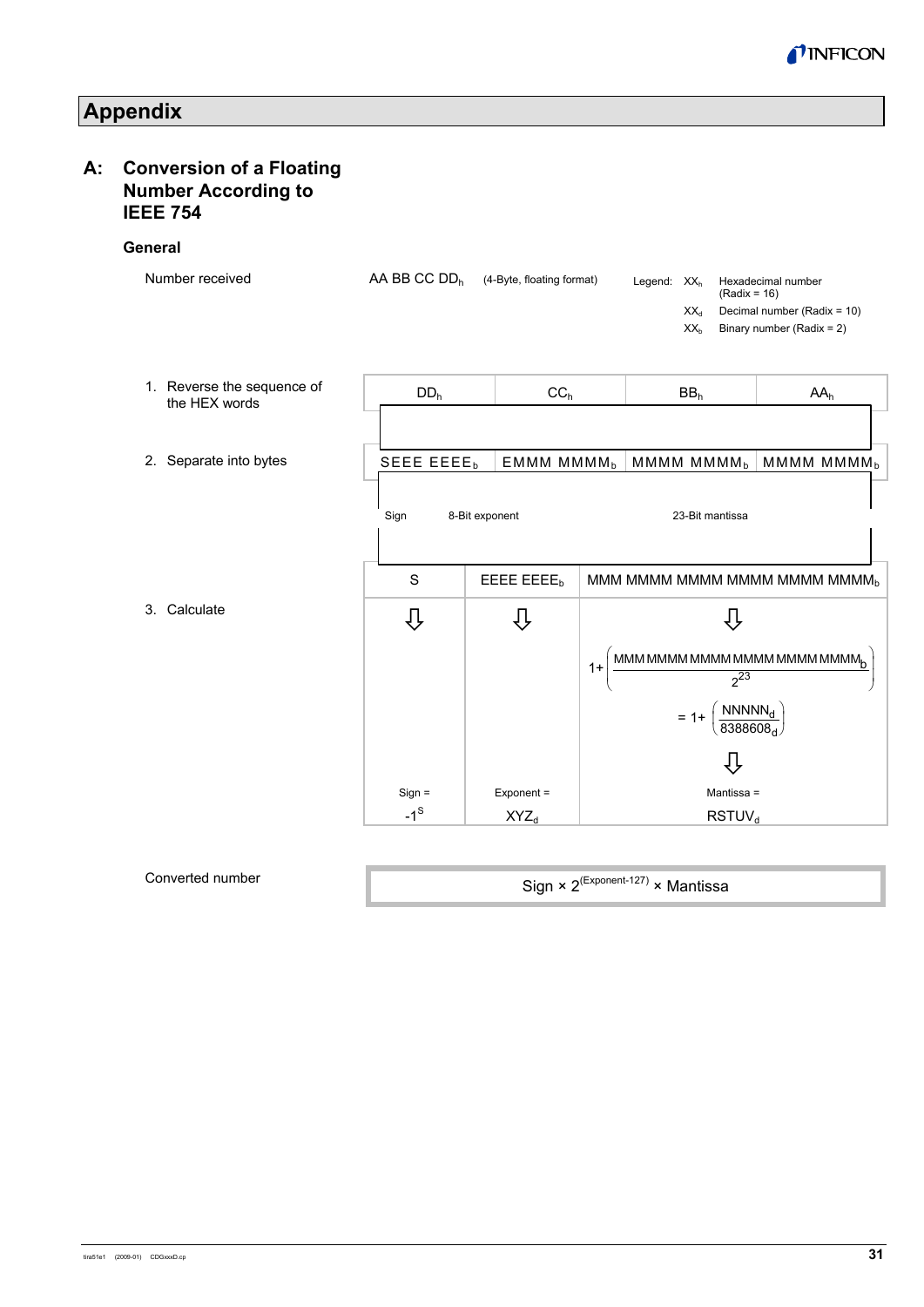# Appendix

## A: Conversion of a Floating Number According to IEEE 754

### General

Number received: $AA\ BB\ CC\ DD_h$ (4-Byte, floating format)

Legend:
- $XX_h$ Hexadecimal number (Radix = 16)
- $XX_d$ Decimal number (Radix = 10)
- $XX_b$ Binary number (Radix = 2)

1. Reverse the sequence of the HEX words

| $DD_h$ | $CC_h$ | $BB_h$ | $AA_h$ |
|---|---|---|---|

2. Separate into bytes

| $SEEE\ EEEE_b$ | $EMMM\ MMMM_b$ | $MMMM\ MMMM_b$ | $MMMM\ MMMM_b$ |
|---|---|---|---|

Sign | 8-Bit exponent | 23-Bit mantissa

| S | $EEEE\ EEEE_b$ | $MMM\ MMMM\ MMMM\ MMMM\ MMMM\ MMMM_b$ |
|---|---|---|

3. Calculate

| Sign | Exponent | Mantissa |
|---|---|---|
| ⇩ | ⇩ | ⇩ $1+\left(\frac{MMM\ MMMM\ MMMM\ MMMM\ MMMM\ MMMM_b}{2^{23}}\right) = 1+\left(\frac{NNNNN_d}{8388608_d}\right)$ ⇩ |
| Sign = $-1^S$ | Exponent = $XYZ_d$ | Mantissa = $RSTUV_d$ |

Converted number:

$$\text{Sign} \times 2^{(\text{Exponent}-127)} \times \text{Mantissa}$$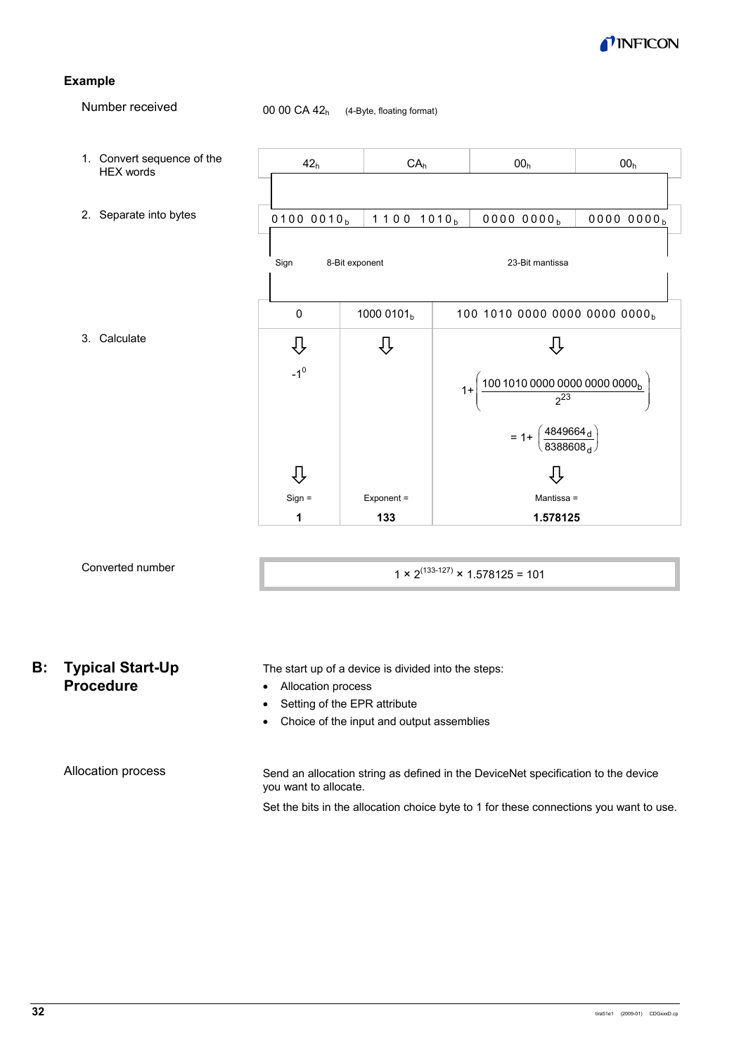**Example**

Number received: 00 00 CA $42_h$ (4-Byte, floating format)

1. Convert sequence of the HEX words

| $42_h$ | $CA_h$ | $00_h$ | $00_h$ |
|---|---|---|---|

2. Separate into bytes

| $0100\ 0010_b$ | $1100\ 1010_b$ | $0000\ 0000_b$ | $0000\ 0000_b$ |
|---|---|---|---|

| Sign | 8-Bit exponent | 23-Bit mantissa |
|---|---|---|
| 0 | $1000\ 0101_b$ | $100\ 1010\ 0000\ 0000\ 0000\ 0000_b$ |

3. Calculate

| Sign | Exponent | Mantissa |
|---|---|---|
| $-1^0$ | | $1+\left(\frac{100\ 1010\ 0000\ 0000\ 0000\ 0000_b}{2^{23}}\right) = 1+\left(\frac{4849664_d}{8388608_d}\right)$ |
| Sign = **1** | Exponent = **133** | Mantissa = **1.578125** |

Converted number

$$1 \times 2^{(133-127)} \times 1.578125 = 101$$

## B: Typical Start-Up Procedure

The start up of a device is divided into the steps:

- Allocation process
- Setting of the EPR attribute
- Choice of the input and output assemblies

**Allocation process**

Send an allocation string as defined in the DeviceNet specification to the device you want to allocate.

Set the bits in the allocation choice byte to 1 for these connections you want to use.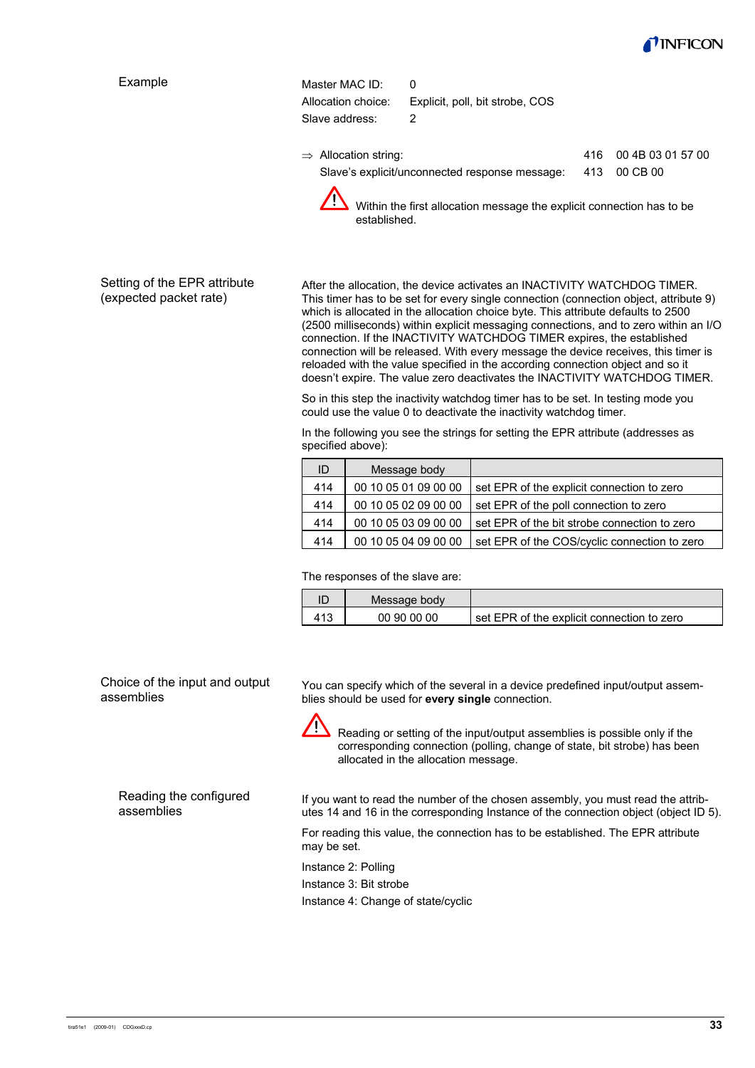### Example

Master MAC ID: 0
Allocation choice: Explicit, poll, bit strobe, COS
Slave address: 2

⇒ Allocation string: 416 00 4B 03 01 57 00
Slave's explicit/unconnected response message: 413 00 CB 00

⚠ Within the first allocation message the explicit connection has to be established.

### Setting of the EPR attribute (expected packet rate)

After the allocation, the device activates an INACTIVITY WATCHDOG TIMER. This timer has to be set for every single connection (connection object, attribute 9) which is allocated in the allocation choice byte. This attribute defaults to 2500 (2500 milliseconds) within explicit messaging connections, and to zero within an I/O connection. If the INACTIVITY WATCHDOG TIMER expires, the established connection will be released. With every message the device receives, this timer is reloaded with the value specified in the according connection object and so it doesn't expire. The value zero deactivates the INACTIVITY WATCHDOG TIMER.

So in this step the inactivity watchdog timer has to be set. In testing mode you could use the value 0 to deactivate the inactivity watchdog timer.

In the following you see the strings for setting the EPR attribute (addresses as specified above):

| ID | Message body | |
|---|---|---|
| 414 | 00 10 05 01 09 00 00 | set EPR of the explicit connection to zero |
| 414 | 00 10 05 02 09 00 00 | set EPR of the poll connection to zero |
| 414 | 00 10 05 03 09 00 00 | set EPR of the bit strobe connection to zero |
| 414 | 00 10 05 04 09 00 00 | set EPR of the COS/cyclic connection to zero |

The responses of the slave are:

| ID | Message body | |
|---|---|---|
| 413 | 00 90 00 00 | set EPR of the explicit connection to zero |

### Choice of the input and output assemblies

You can specify which of the several in a device predefined input/output assemblies should be used for **every single** connection.

⚠ Reading or setting of the input/output assemblies is possible only if the corresponding connection (polling, change of state, bit strobe) has been allocated in the allocation message.

#### Reading the configured assemblies

If you want to read the number of the chosen assembly, you must read the attributes 14 and 16 in the corresponding Instance of the connection object (object ID 5).

For reading this value, the connection has to be established. The EPR attribute may be set.

Instance 2: Polling
Instance 3: Bit strobe
Instance 4: Change of state/cyclic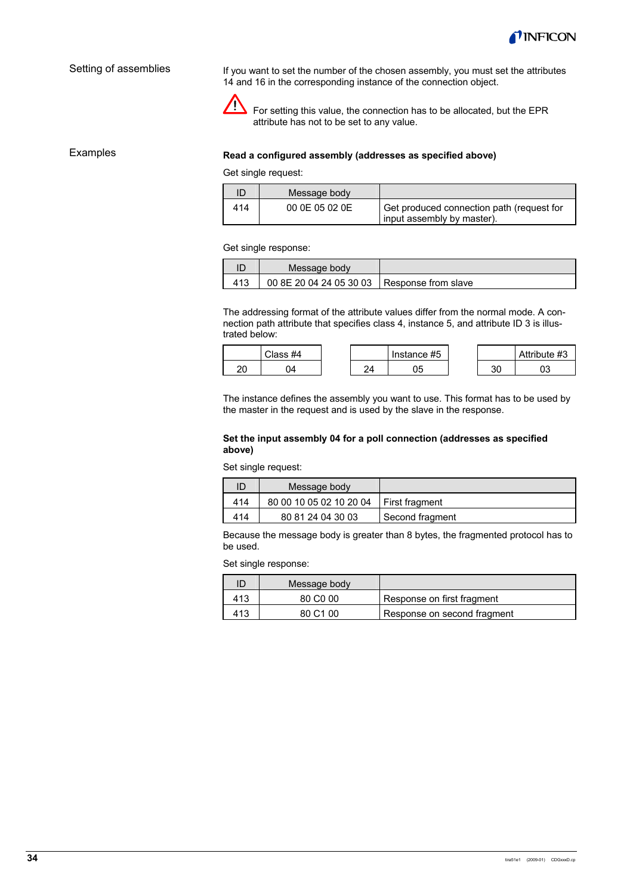## Setting of assemblies

If you want to set the number of the chosen assembly, you must set the attributes 14 and 16 in the corresponding instance of the connection object.

⚠ For setting this value, the connection has to be allocated, but the EPR attribute has not to be set to any value.

## Examples

**Read a configured assembly (addresses as specified above)**

Get single request:

| ID | Message body | |
|---|---|---|
| 414 | 00 0E 05 02 0E | Get produced connection path (request for input assembly by master). |

Get single response:

| ID | Message body | |
|---|---|---|
| 413 | 00 8E 20 04 24 05 30 03 | Response from slave |

The addressing format of the attribute values differ from the normal mode. A connection path attribute that specifies class 4, instance 5, and attribute ID 3 is illustrated below:

| | Class #4 |
|---|---|
| 20 | 04 |

| | Instance #5 |
|---|---|
| 24 | 05 |

| | Attribute #3 |
|---|---|
| 30 | 03 |

The instance defines the assembly you want to use. This format has to be used by the master in the request and is used by the slave in the response.

**Set the input assembly 04 for a poll connection (addresses as specified above)**

Set single request:

| ID | Message body | |
|---|---|---|
| 414 | 80 00 10 05 02 10 20 04 | First fragment |
| 414 | 80 81 24 04 30 03 | Second fragment |

Because the message body is greater than 8 bytes, the fragmented protocol has to be used.

Set single response:

| ID | Message body | |
|---|---|---|
| 413 | 80 C0 00 | Response on first fragment |
| 413 | 80 C1 00 | Response on second fragment |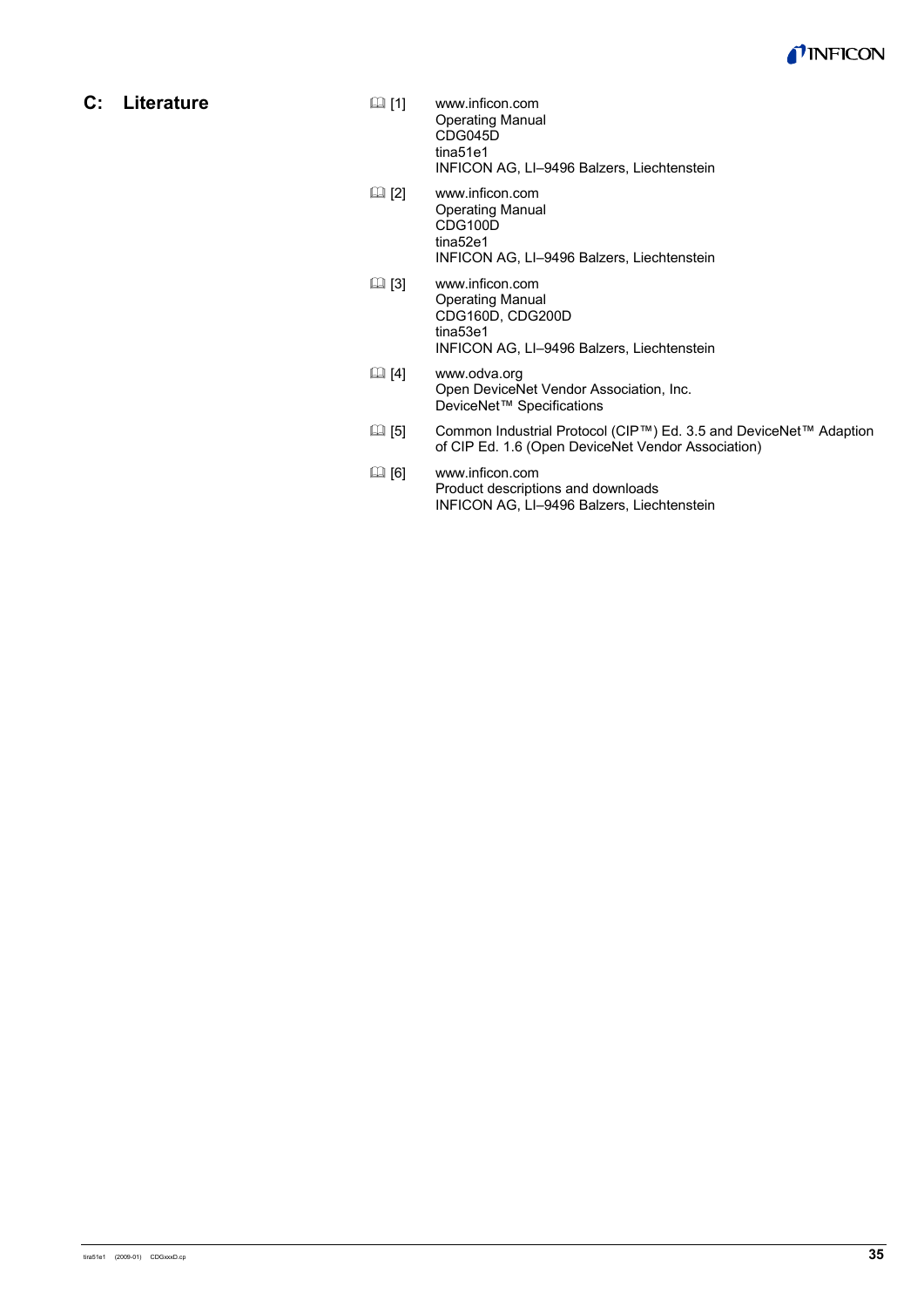# C: Literature

📖 [1] www.inficon.com
Operating Manual
CDG045D
tina51e1
INFICON AG, LI–9496 Balzers, Liechtenstein

📖 [2] www.inficon.com
Operating Manual
CDG100D
tina52e1
INFICON AG, LI–9496 Balzers, Liechtenstein

📖 [3] www.inficon.com
Operating Manual
CDG160D, CDG200D
tina53e1
INFICON AG, LI–9496 Balzers, Liechtenstein

📖 [4] www.odva.org
Open DeviceNet Vendor Association, Inc.
DeviceNet™ Specifications

📖 [5] Common Industrial Protocol (CIP™) Ed. 3.5 and DeviceNet™ Adaption of CIP Ed. 1.6 (Open DeviceNet Vendor Association)

📖 [6] www.inficon.com
Product descriptions and downloads
INFICON AG, LI–9496 Balzers, Liechtenstein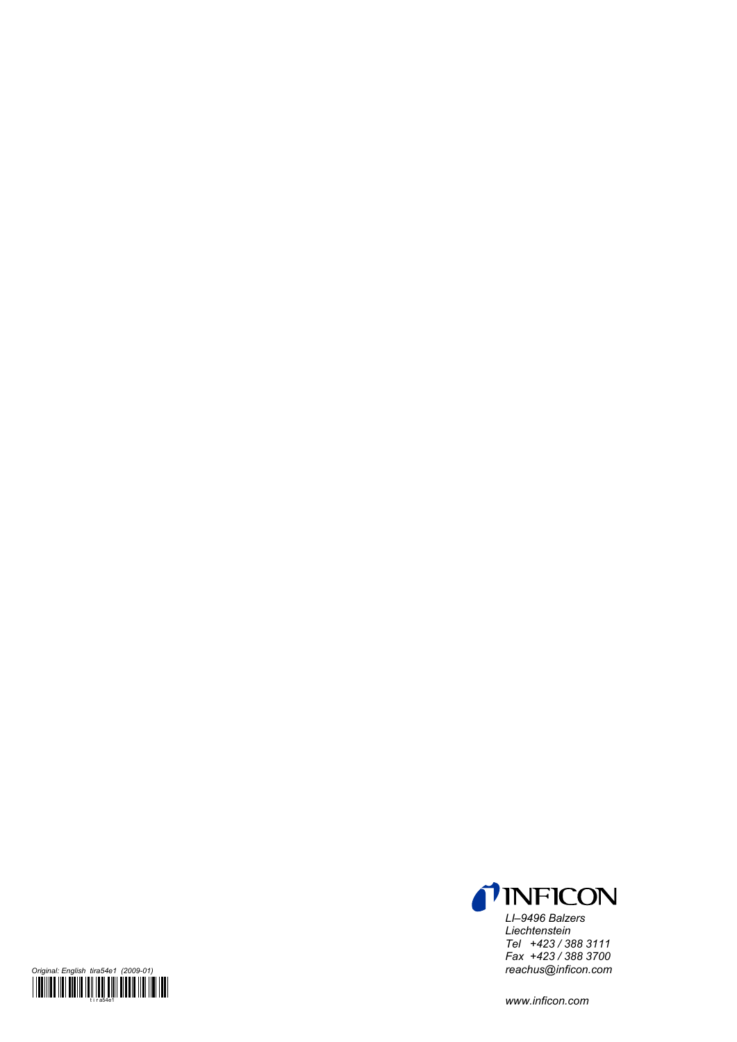INFICON

*LI–9496 Balzers*
*Liechtenstein*
*Tel +423 / 388 3111*
*Fax +423 / 388 3700*
*reachus@inficon.com*

*www.inficon.com*

*Original: English tira54e1 (2009-01)*

tira54e1